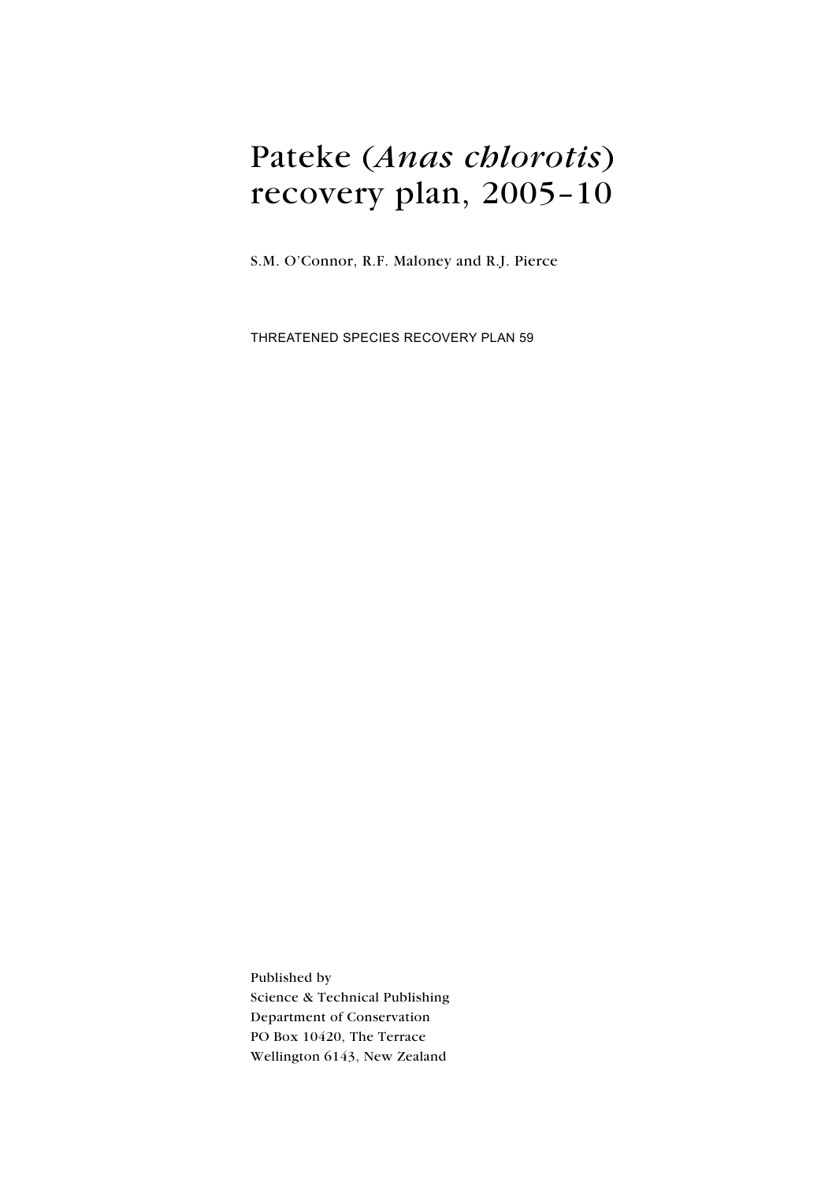# Pateke (*Anas chlorotis*) recovery plan, 2005–10

S.M. O'Connor, R.F. Maloney and R.J. Pierce

THREATENED SPECIES RECOVERY PLAN 59

Published by
Science & Technical Publishing
Department of Conservation
PO Box 10420, The Terrace
Wellington 6143, New Zealand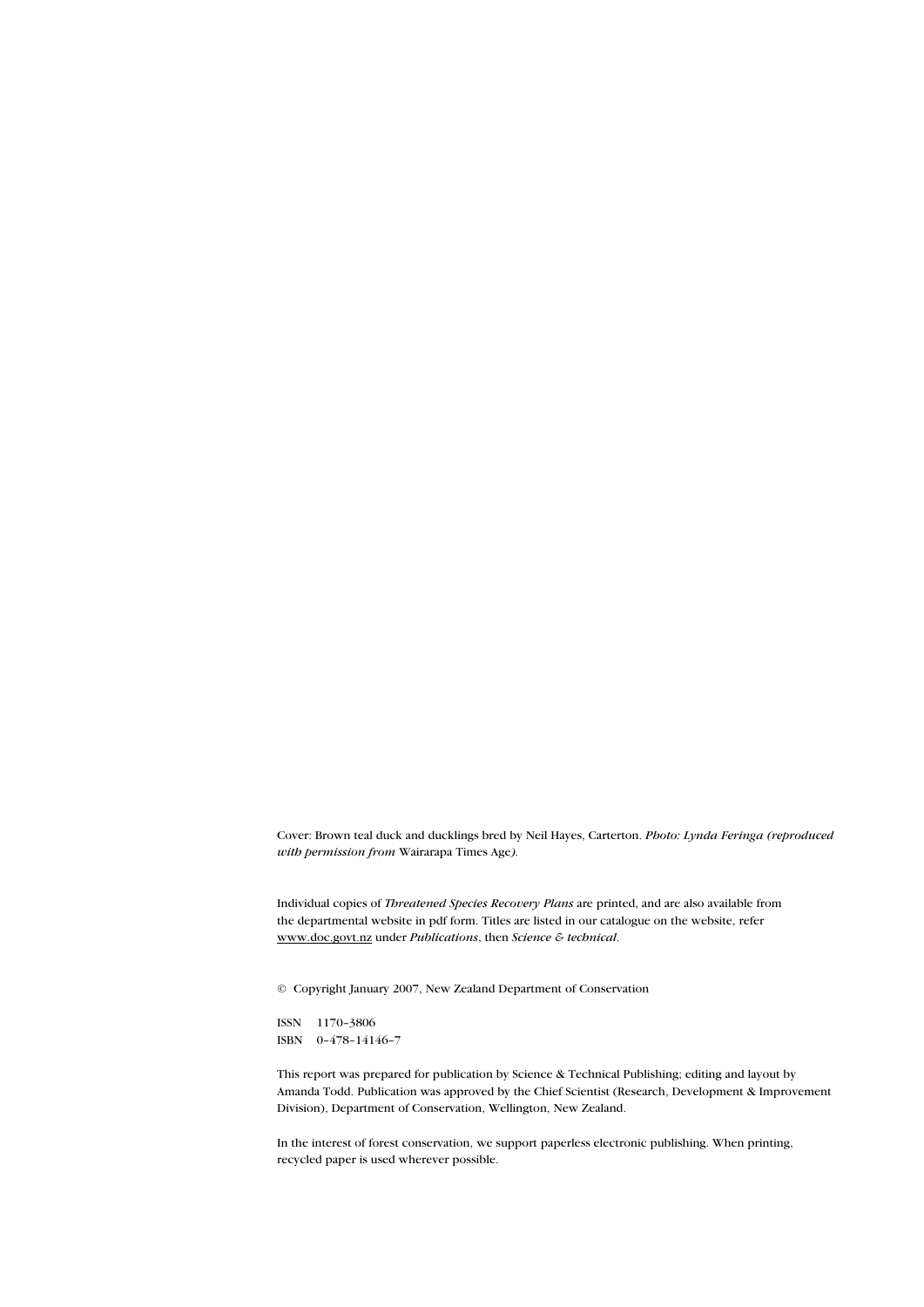Cover: Brown teal duck and ducklings bred by Neil Hayes, Carterton. *Photo: Lynda Feringa (reproduced with permission from* Wairarapa Times Age*).*

Individual copies of *Threatened Species Recovery Plans* are printed, and are also available from the departmental website in pdf form. Titles are listed in our catalogue on the website, refer www.doc.govt.nz under *Publications*, then *Science & technical*.

© Copyright January 2007, New Zealand Department of Conservation

ISSN 1170–3806
ISBN 0–478–14146–7

This report was prepared for publication by Science & Technical Publishing; editing and layout by Amanda Todd. Publication was approved by the Chief Scientist (Research, Development & Improvement Division), Department of Conservation, Wellington, New Zealand.

In the interest of forest conservation, we support paperless electronic publishing. When printing, recycled paper is used wherever possible.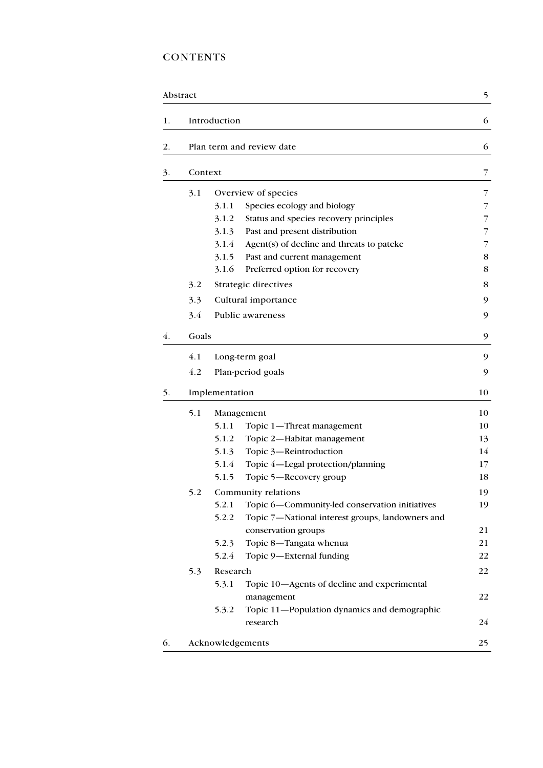# CONTENTS

| | | |
|---|---|---|
| Abstract | | 5 |
| 1. | Introduction | 6 |
| 2. | Plan term and review date | 6 |
| 3. | Context | 7 |
| | 3.1 Overview of species | 7 |
| | 3.1.1 Species ecology and biology | 7 |
| | 3.1.2 Status and species recovery principles | 7 |
| | 3.1.3 Past and present distribution | 7 |
| | 3.1.4 Agent(s) of decline and threats to pateke | 7 |
| | 3.1.5 Past and current management | 8 |
| | 3.1.6 Preferred option for recovery | 8 |
| | 3.2 Strategic directives | 8 |
| | 3.3 Cultural importance | 9 |
| | 3.4 Public awareness | 9 |
| 4. | Goals | 9 |
| | 4.1 Long-term goal | 9 |
| | 4.2 Plan-period goals | 9 |
| 5. | Implementation | 10 |
| | 5.1 Management | 10 |
| | 5.1.1 Topic 1—Threat management | 10 |
| | 5.1.2 Topic 2—Habitat management | 13 |
| | 5.1.3 Topic 3—Reintroduction | 14 |
| | 5.1.4 Topic 4—Legal protection/planning | 17 |
| | 5.1.5 Topic 5—Recovery group | 18 |
| | 5.2 Community relations | 19 |
| | 5.2.1 Topic 6—Community-led conservation initiatives | 19 |
| | 5.2.2 Topic 7—National interest groups, landowners and conservation groups | 21 |
| | 5.2.3 Topic 8—Tangata whenua | 21 |
| | 5.2.4 Topic 9—External funding | 22 |
| | 5.3 Research | 22 |
| | 5.3.1 Topic 10—Agents of decline and experimental management | 22 |
| | 5.3.2 Topic 11—Population dynamics and demographic research | 24 |
| 6. | Acknowledgements | 25 |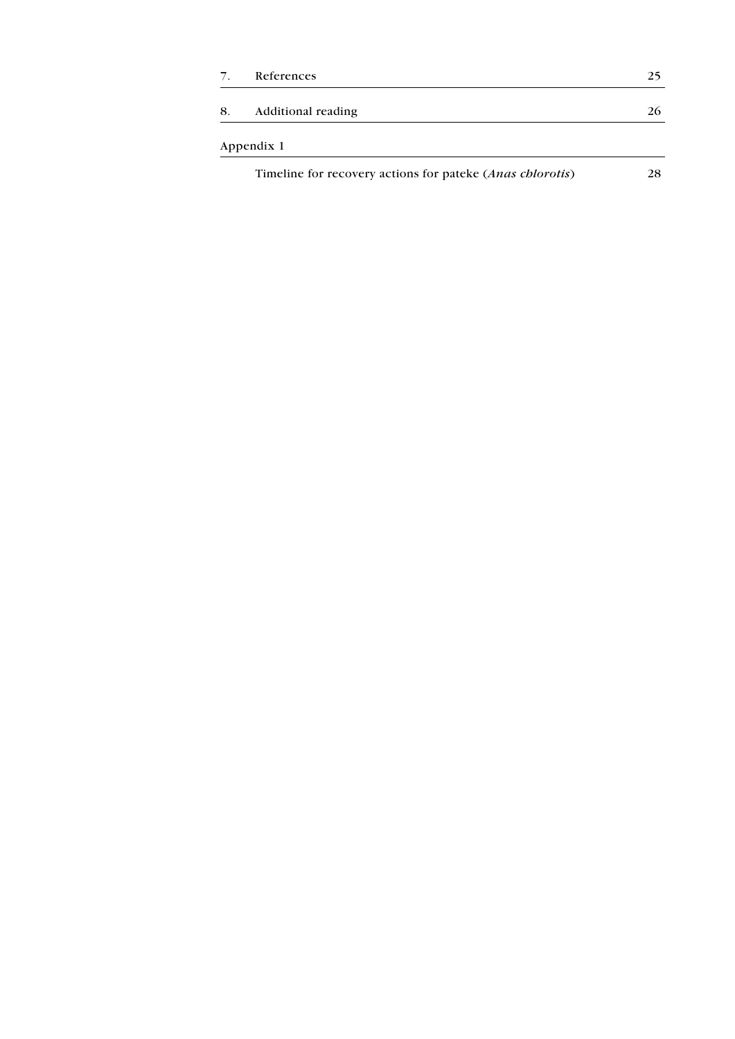| | | |
|---|---|---|
| 7. | References | 25 |
| 8. | Additional reading | 26 |

Appendix 1

| | |
|---|---|
| Timeline for recovery actions for pateke (*Anas chlorotis*) | 28 |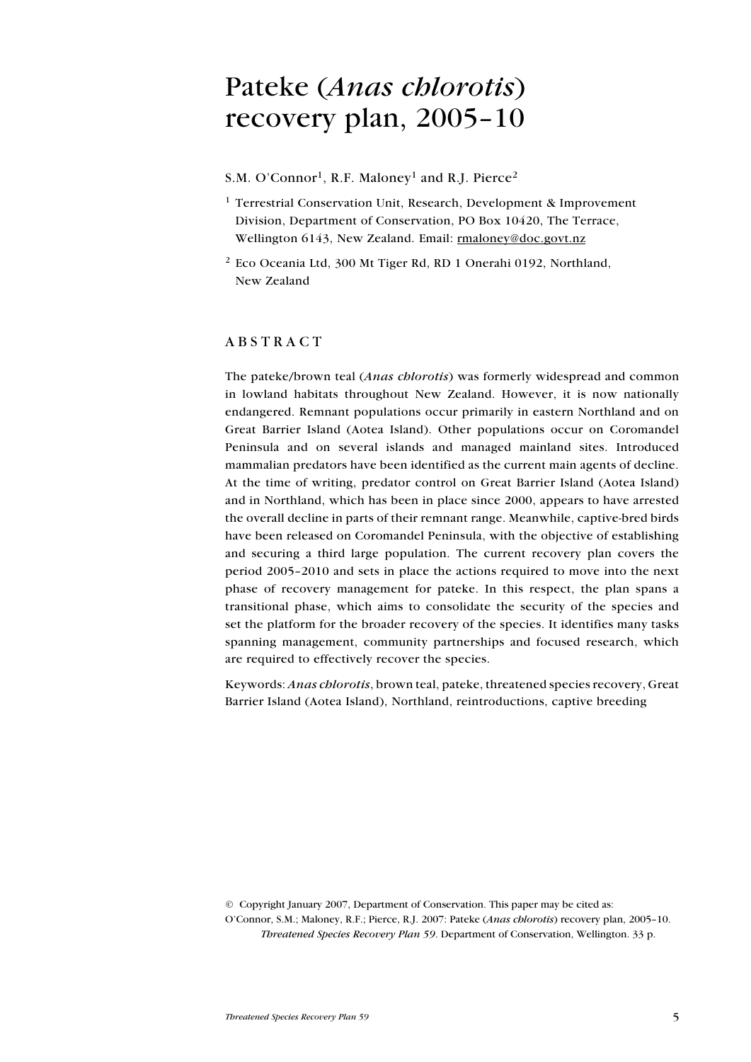# Pateke (*Anas chlorotis*) recovery plan, 2005–10

S.M. O'Connor[1], R.F. Maloney[1] and R.J. Pierce[2]

[1] Terrestrial Conservation Unit, Research, Development & Improvement Division, Department of Conservation, PO Box 10420, The Terrace, Wellington 6143, New Zealand. Email: rmaloney@doc.govt.nz

[2] Eco Oceania Ltd, 300 Mt Tiger Rd, RD 1 Onerahi 0192, Northland, New Zealand

## ABSTRACT

The pateke/brown teal (*Anas chlorotis*) was formerly widespread and common in lowland habitats throughout New Zealand. However, it is now nationally endangered. Remnant populations occur primarily in eastern Northland and on Great Barrier Island (Aotea Island). Other populations occur on Coromandel Peninsula and on several islands and managed mainland sites. Introduced mammalian predators have been identified as the current main agents of decline. At the time of writing, predator control on Great Barrier Island (Aotea Island) and in Northland, which has been in place since 2000, appears to have arrested the overall decline in parts of their remnant range. Meanwhile, captive-bred birds have been released on Coromandel Peninsula, with the objective of establishing and securing a third large population. The current recovery plan covers the period 2005–2010 and sets in place the actions required to move into the next phase of recovery management for pateke. In this respect, the plan spans a transitional phase, which aims to consolidate the security of the species and set the platform for the broader recovery of the species. It identifies many tasks spanning management, community partnerships and focused research, which are required to effectively recover the species.

Keywords: *Anas chlorotis*, brown teal, pateke, threatened species recovery, Great Barrier Island (Aotea Island), Northland, reintroductions, captive breeding

© Copyright January 2007, Department of Conservation. This paper may be cited as:
O'Connor, S.M.; Maloney, R.F.; Pierce, R.J. 2007: Pateke (*Anas chlorotis*) recovery plan, 2005–10. *Threatened Species Recovery Plan 59*. Department of Conservation, Wellington. 33 p.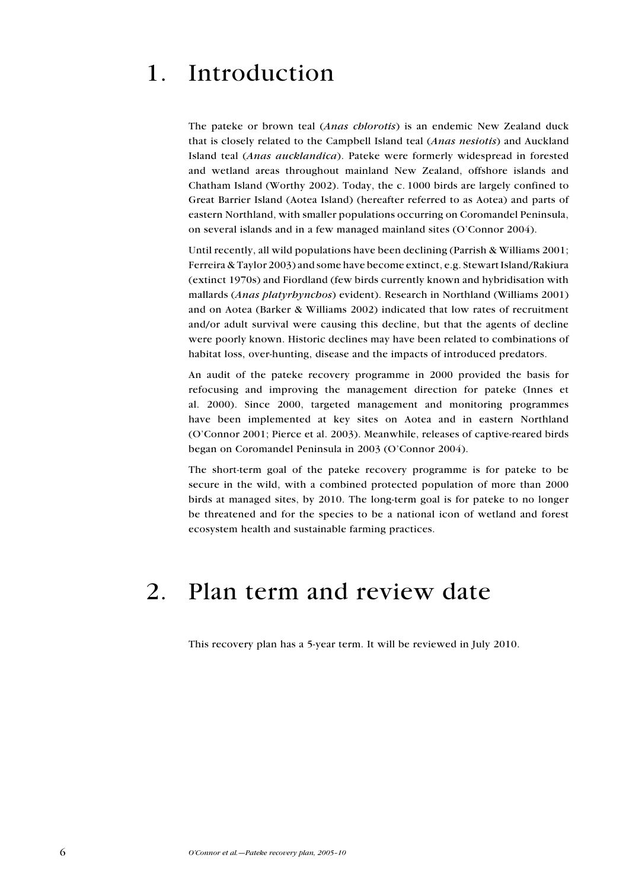# 1. Introduction

The pateke or brown teal (*Anas chlorotis*) is an endemic New Zealand duck that is closely related to the Campbell Island teal (*Anas nesiotis*) and Auckland Island teal (*Anas aucklandica*). Pateke were formerly widespread in forested and wetland areas throughout mainland New Zealand, offshore islands and Chatham Island (Worthy 2002). Today, the c. 1000 birds are largely confined to Great Barrier Island (Aotea Island) (hereafter referred to as Aotea) and parts of eastern Northland, with smaller populations occurring on Coromandel Peninsula, on several islands and in a few managed mainland sites (O'Connor 2004).

Until recently, all wild populations have been declining (Parrish & Williams 2001; Ferreira & Taylor 2003) and some have become extinct, e.g. Stewart Island/Rakiura (extinct 1970s) and Fiordland (few birds currently known and hybridisation with mallards (*Anas platyrhynchos*) evident). Research in Northland (Williams 2001) and on Aotea (Barker & Williams 2002) indicated that low rates of recruitment and/or adult survival were causing this decline, but that the agents of decline were poorly known. Historic declines may have been related to combinations of habitat loss, over-hunting, disease and the impacts of introduced predators.

An audit of the pateke recovery programme in 2000 provided the basis for refocusing and improving the management direction for pateke (Innes et al. 2000). Since 2000, targeted management and monitoring programmes have been implemented at key sites on Aotea and in eastern Northland (O'Connor 2001; Pierce et al. 2003). Meanwhile, releases of captive-reared birds began on Coromandel Peninsula in 2003 (O'Connor 2004).

The short-term goal of the pateke recovery programme is for pateke to be secure in the wild, with a combined protected population of more than 2000 birds at managed sites, by 2010. The long-term goal is for pateke to no longer be threatened and for the species to be a national icon of wetland and forest ecosystem health and sustainable farming practices.

# 2. Plan term and review date

This recovery plan has a 5-year term. It will be reviewed in July 2010.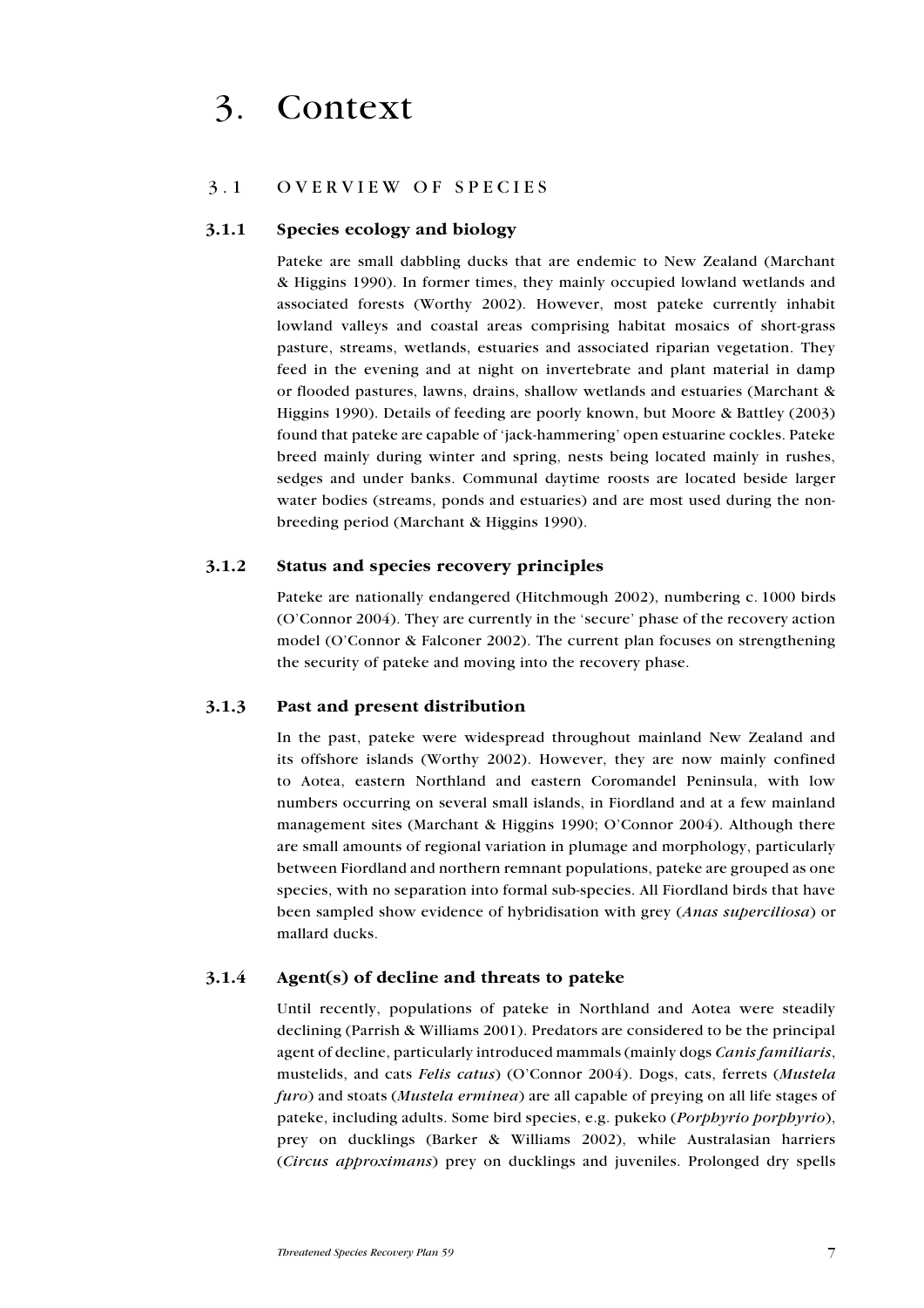# 3. Context

## 3.1 OVERVIEW OF SPECIES

### 3.1.1 Species ecology and biology

Pateke are small dabbling ducks that are endemic to New Zealand (Marchant & Higgins 1990). In former times, they mainly occupied lowland wetlands and associated forests (Worthy 2002). However, most pateke currently inhabit lowland valleys and coastal areas comprising habitat mosaics of short-grass pasture, streams, wetlands, estuaries and associated riparian vegetation. They feed in the evening and at night on invertebrate and plant material in damp or flooded pastures, lawns, drains, shallow wetlands and estuaries (Marchant & Higgins 1990). Details of feeding are poorly known, but Moore & Battley (2003) found that pateke are capable of 'jack-hammering' open estuarine cockles. Pateke breed mainly during winter and spring, nests being located mainly in rushes, sedges and under banks. Communal daytime roosts are located beside larger water bodies (streams, ponds and estuaries) and are most used during the non-breeding period (Marchant & Higgins 1990).

### 3.1.2 Status and species recovery principles

Pateke are nationally endangered (Hitchmough 2002), numbering c. 1000 birds (O'Connor 2004). They are currently in the 'secure' phase of the recovery action model (O'Connor & Falconer 2002). The current plan focuses on strengthening the security of pateke and moving into the recovery phase.

### 3.1.3 Past and present distribution

In the past, pateke were widespread throughout mainland New Zealand and its offshore islands (Worthy 2002). However, they are now mainly confined to Aotea, eastern Northland and eastern Coromandel Peninsula, with low numbers occurring on several small islands, in Fiordland and at a few mainland management sites (Marchant & Higgins 1990; O'Connor 2004). Although there are small amounts of regional variation in plumage and morphology, particularly between Fiordland and northern remnant populations, pateke are grouped as one species, with no separation into formal sub-species. All Fiordland birds that have been sampled show evidence of hybridisation with grey (*Anas superciliosa*) or mallard ducks.

### 3.1.4 Agent(s) of decline and threats to pateke

Until recently, populations of pateke in Northland and Aotea were steadily declining (Parrish & Williams 2001). Predators are considered to be the principal agent of decline, particularly introduced mammals (mainly dogs *Canis familiaris*, mustelids, and cats *Felis catus*) (O'Connor 2004). Dogs, cats, ferrets (*Mustela furo*) and stoats (*Mustela erminea*) are all capable of preying on all life stages of pateke, including adults. Some bird species, e.g. pukeko (*Porphyrio porphyrio*), prey on ducklings (Barker & Williams 2002), while Australasian harriers (*Circus approximans*) prey on ducklings and juveniles. Prolonged dry spells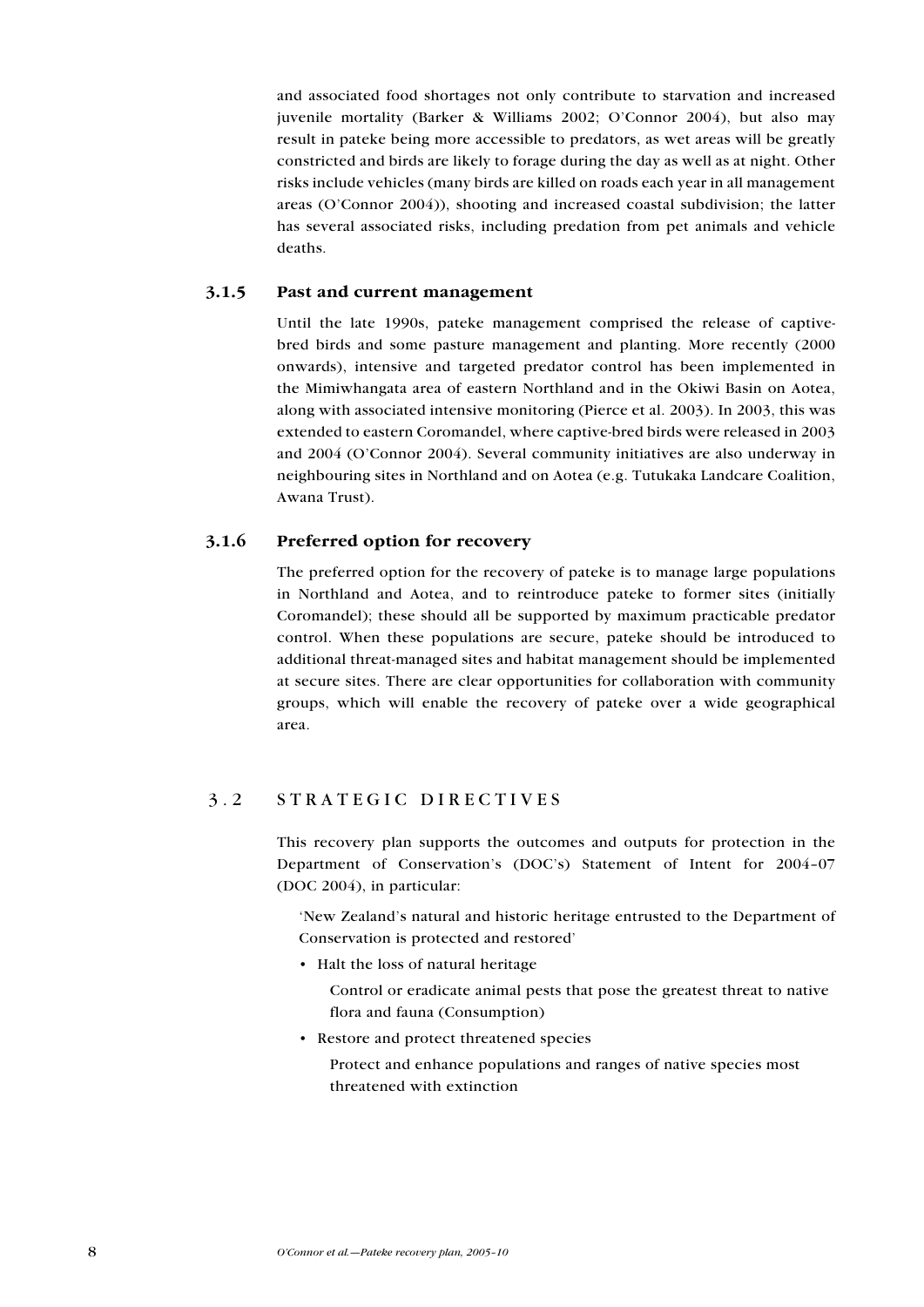and associated food shortages not only contribute to starvation and increased juvenile mortality (Barker & Williams 2002; O'Connor 2004), but also may result in pateke being more accessible to predators, as wet areas will be greatly constricted and birds are likely to forage during the day as well as at night. Other risks include vehicles (many birds are killed on roads each year in all management areas (O'Connor 2004)), shooting and increased coastal subdivision; the latter has several associated risks, including predation from pet animals and vehicle deaths.

### 3.1.5 Past and current management

Until the late 1990s, pateke management comprised the release of captive-bred birds and some pasture management and planting. More recently (2000 onwards), intensive and targeted predator control has been implemented in the Mimiwhangata area of eastern Northland and in the Okiwi Basin on Aotea, along with associated intensive monitoring (Pierce et al. 2003). In 2003, this was extended to eastern Coromandel, where captive-bred birds were released in 2003 and 2004 (O'Connor 2004). Several community initiatives are also underway in neighbouring sites in Northland and on Aotea (e.g. Tutukaka Landcare Coalition, Awana Trust).

### 3.1.6 Preferred option for recovery

The preferred option for the recovery of pateke is to manage large populations in Northland and Aotea, and to reintroduce pateke to former sites (initially Coromandel); these should all be supported by maximum practicable predator control. When these populations are secure, pateke should be introduced to additional threat-managed sites and habitat management should be implemented at secure sites. There are clear opportunities for collaboration with community groups, which will enable the recovery of pateke over a wide geographical area.

## 3.2 STRATEGIC DIRECTIVES

This recovery plan supports the outcomes and outputs for protection in the Department of Conservation's (DOC's) Statement of Intent for 2004–07 (DOC 2004), in particular:

'New Zealand's natural and historic heritage entrusted to the Department of Conservation is protected and restored'

- Halt the loss of natural heritage

  Control or eradicate animal pests that pose the greatest threat to native flora and fauna (Consumption)

- Restore and protect threatened species

  Protect and enhance populations and ranges of native species most threatened with extinction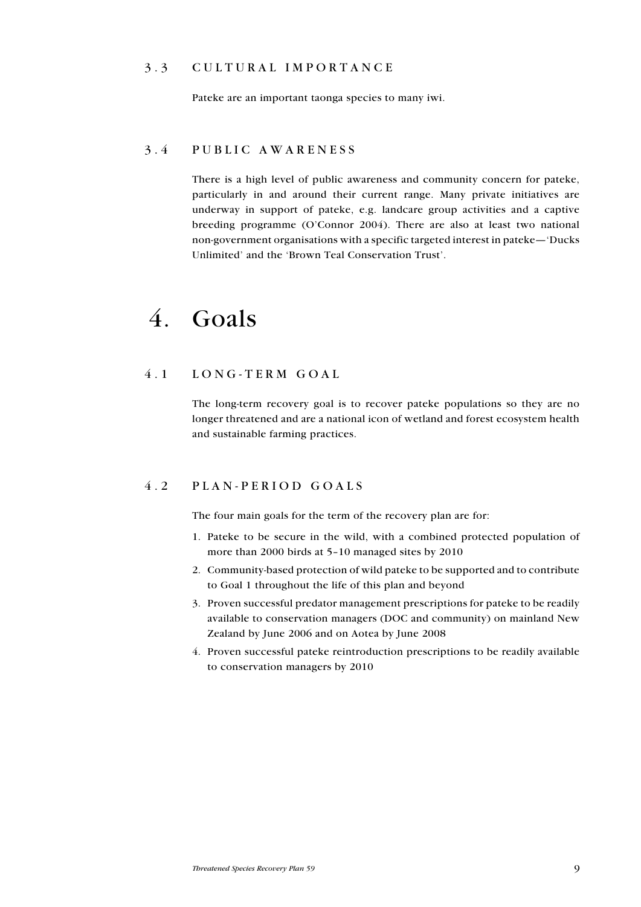### 3.3 CULTURAL IMPORTANCE

Pateke are an important taonga species to many iwi.

### 3.4 PUBLIC AWARENESS

There is a high level of public awareness and community concern for pateke, particularly in and around their current range. Many private initiatives are underway in support of pateke, e.g. landcare group activities and a captive breeding programme (O'Connor 2004). There are also at least two national non-government organisations with a specific targeted interest in pateke—'Ducks Unlimited' and the 'Brown Teal Conservation Trust'.

## 4. Goals

### 4.1 LONG-TERM GOAL

The long-term recovery goal is to recover pateke populations so they are no longer threatened and are a national icon of wetland and forest ecosystem health and sustainable farming practices.

### 4.2 PLAN-PERIOD GOALS

The four main goals for the term of the recovery plan are for:

1. Pateke to be secure in the wild, with a combined protected population of more than 2000 birds at 5–10 managed sites by 2010
2. Community-based protection of wild pateke to be supported and to contribute to Goal 1 throughout the life of this plan and beyond
3. Proven successful predator management prescriptions for pateke to be readily available to conservation managers (DOC and community) on mainland New Zealand by June 2006 and on Aotea by June 2008
4. Proven successful pateke reintroduction prescriptions to be readily available to conservation managers by 2010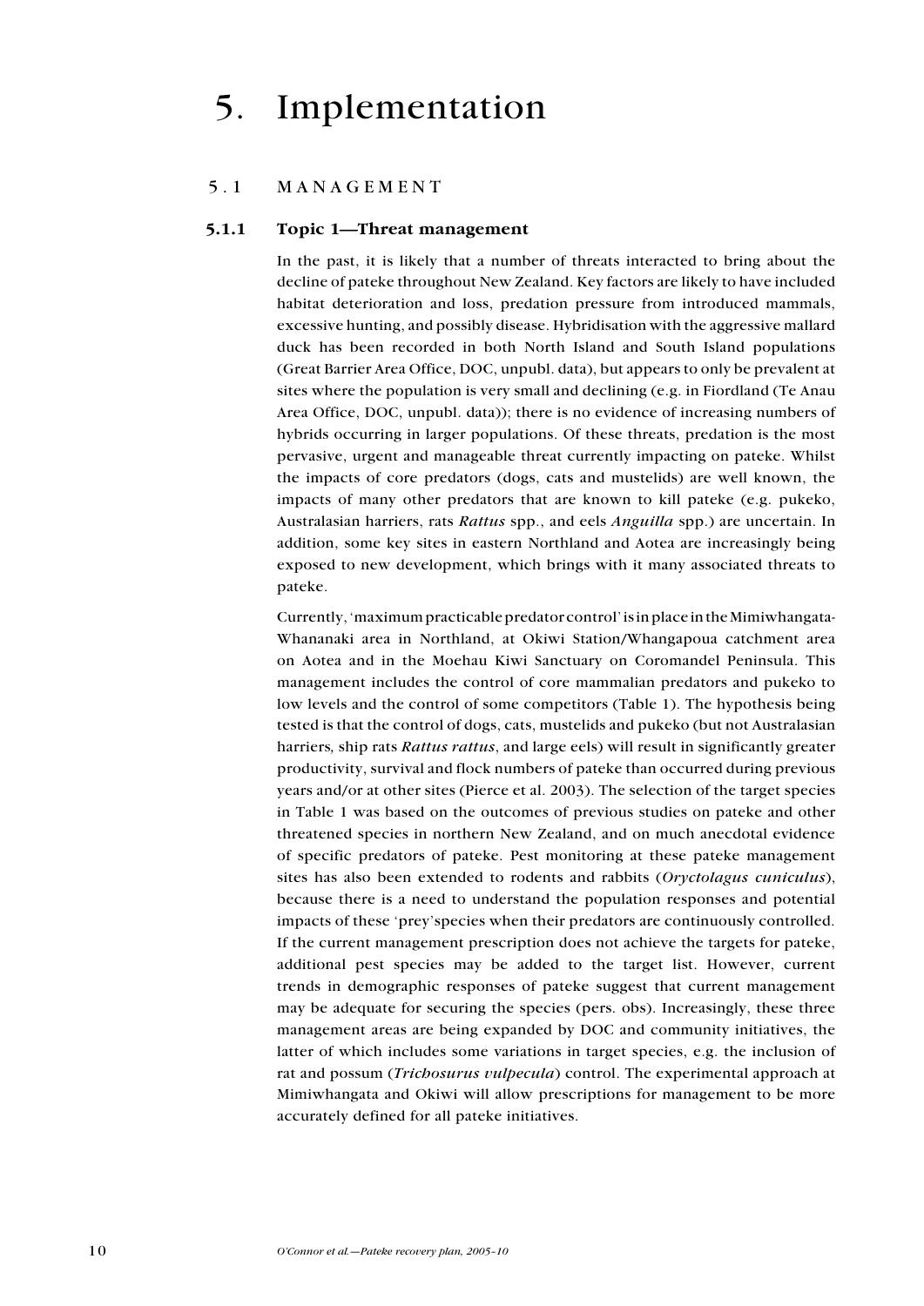# 5. Implementation

## 5.1 MANAGEMENT

### 5.1.1 Topic 1—Threat management

In the past, it is likely that a number of threats interacted to bring about the decline of pateke throughout New Zealand. Key factors are likely to have included habitat deterioration and loss, predation pressure from introduced mammals, excessive hunting, and possibly disease. Hybridisation with the aggressive mallard duck has been recorded in both North Island and South Island populations (Great Barrier Area Office, DOC, unpubl. data), but appears to only be prevalent at sites where the population is very small and declining (e.g. in Fiordland (Te Anau Area Office, DOC, unpubl. data)); there is no evidence of increasing numbers of hybrids occurring in larger populations. Of these threats, predation is the most pervasive, urgent and manageable threat currently impacting on pateke. Whilst the impacts of core predators (dogs, cats and mustelids) are well known, the impacts of many other predators that are known to kill pateke (e.g. pukeko, Australasian harriers, rats *Rattus* spp., and eels *Anguilla* spp.) are uncertain. In addition, some key sites in eastern Northland and Aotea are increasingly being exposed to new development, which brings with it many associated threats to pateke.

Currently, 'maximum practicable predator control' is in place in the Mimiwhangata-Whananaki area in Northland, at Okiwi Station/Whangapoua catchment area on Aotea and in the Moehau Kiwi Sanctuary on Coromandel Peninsula. This management includes the control of core mammalian predators and pukeko to low levels and the control of some competitors (Table 1). The hypothesis being tested is that the control of dogs, cats, mustelids and pukeko (but not Australasian harriers, ship rats *Rattus rattus*, and large eels) will result in significantly greater productivity, survival and flock numbers of pateke than occurred during previous years and/or at other sites (Pierce et al. 2003). The selection of the target species in Table 1 was based on the outcomes of previous studies on pateke and other threatened species in northern New Zealand, and on much anecdotal evidence of specific predators of pateke. Pest monitoring at these pateke management sites has also been extended to rodents and rabbits (*Oryctolagus cuniculus*), because there is a need to understand the population responses and potential impacts of these 'prey' species when their predators are continuously controlled. If the current management prescription does not achieve the targets for pateke, additional pest species may be added to the target list. However, current trends in demographic responses of pateke suggest that current management may be adequate for securing the species (pers. obs). Increasingly, these three management areas are being expanded by DOC and community initiatives, the latter of which includes some variations in target species, e.g. the inclusion of rat and possum (*Trichosurus vulpecula*) control. The experimental approach at Mimiwhangata and Okiwi will allow prescriptions for management to be more accurately defined for all pateke initiatives.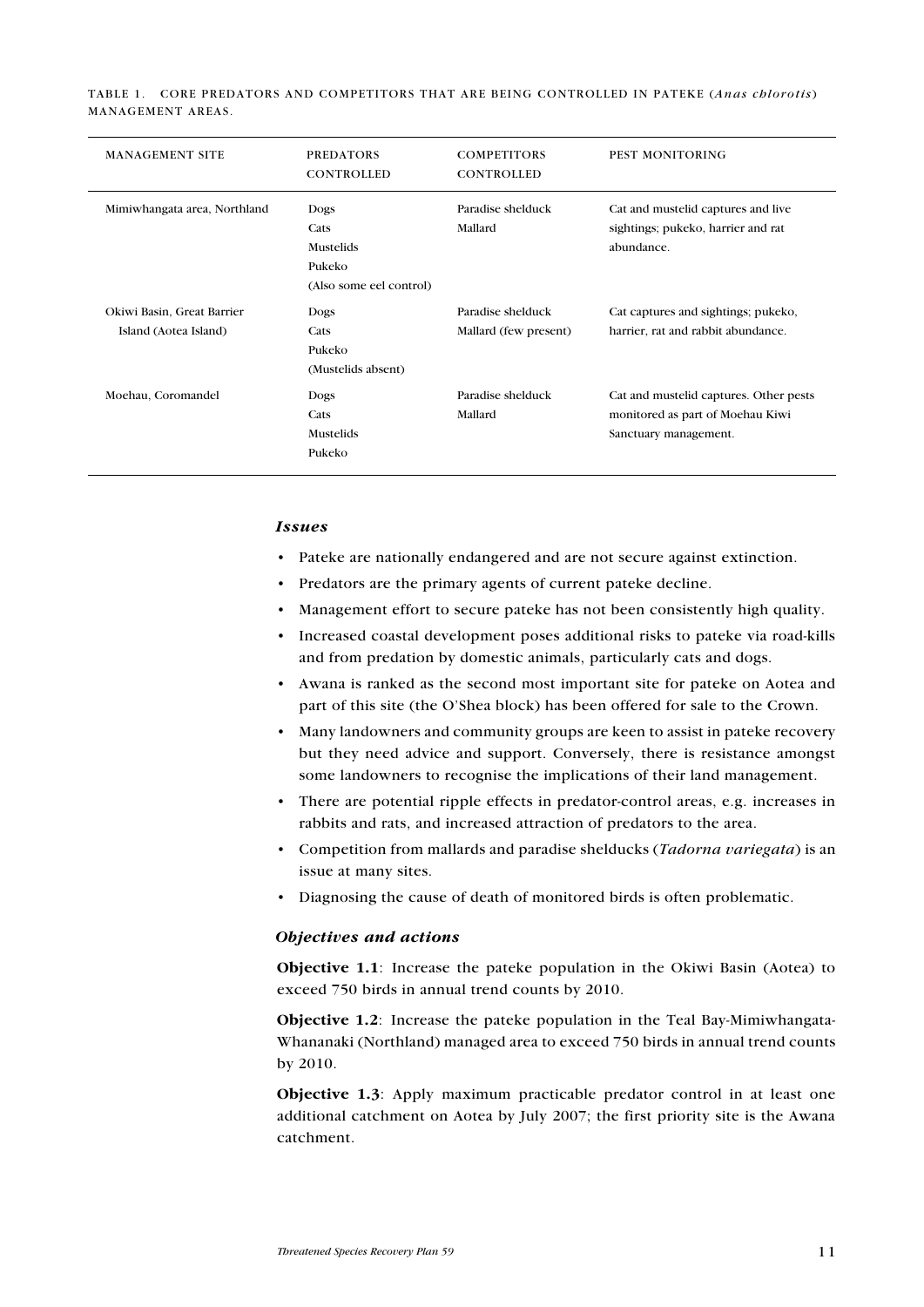TABLE 1. CORE PREDATORS AND COMPETITORS THAT ARE BEING CONTROLLED IN PATEKE (*Anas chlorotis*) MANAGEMENT AREAS.

| MANAGEMENT SITE | PREDATORS CONTROLLED | COMPETITORS CONTROLLED | PEST MONITORING |
|---|---|---|---|
| Mimiwhangata area, Northland | Dogs<br>Cats<br>Mustelids<br>Pukeko<br>(Also some eel control) | Paradise shelduck<br>Mallard | Cat and mustelid captures and live sightings; pukeko, harrier and rat abundance. |
| Okiwi Basin, Great Barrier Island (Aotea Island) | Dogs<br>Cats<br>Pukeko<br>(Mustelids absent) | Paradise shelduck<br>Mallard (few present) | Cat captures and sightings; pukeko, harrier, rat and rabbit abundance. |
| Moehau, Coromandel | Dogs<br>Cats<br>Mustelids<br>Pukeko | Paradise shelduck<br>Mallard | Cat and mustelid captures. Other pests monitored as part of Moehau Kiwi Sanctuary management. |

### *Issues*

- Pateke are nationally endangered and are not secure against extinction.
- Predators are the primary agents of current pateke decline.
- Management effort to secure pateke has not been consistently high quality.
- Increased coastal development poses additional risks to pateke via road-kills and from predation by domestic animals, particularly cats and dogs.
- Awana is ranked as the second most important site for pateke on Aotea and part of this site (the O'Shea block) has been offered for sale to the Crown.
- Many landowners and community groups are keen to assist in pateke recovery but they need advice and support. Conversely, there is resistance amongst some landowners to recognise the implications of their land management.
- There are potential ripple effects in predator-control areas, e.g. increases in rabbits and rats, and increased attraction of predators to the area.
- Competition from mallards and paradise shelducks (*Tadorna variegata*) is an issue at many sites.
- Diagnosing the cause of death of monitored birds is often problematic.

### *Objectives and actions*

**Objective 1.1**: Increase the pateke population in the Okiwi Basin (Aotea) to exceed 750 birds in annual trend counts by 2010.

**Objective 1.2**: Increase the pateke population in the Teal Bay-Mimiwhangata-Whananaki (Northland) managed area to exceed 750 birds in annual trend counts by 2010.

**Objective 1.3**: Apply maximum practicable predator control in at least one additional catchment on Aotea by July 2007; the first priority site is the Awana catchment.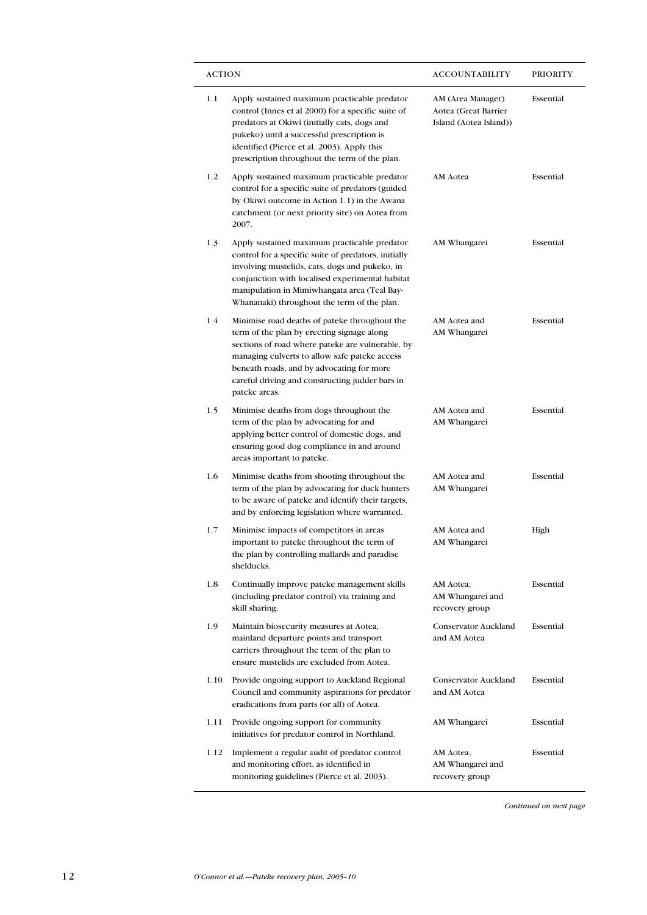| ACTION | | ACCOUNTABILITY | PRIORITY |
|---|---|---|---|
| 1.1 | Apply sustained maximum practicable predator control (Innes et al 2000) for a specific suite of predators at Okiwi (initially cats, dogs and pukeko) until a successful prescription is identified (Pierce et al. 2003). Apply this prescription throughout the term of the plan. | AM (Area Manager) Aotea (Great Barrier Island (Aotea Island)) | Essential |
| 1.2 | Apply sustained maximum practicable predator control for a specific suite of predators (guided by Okiwi outcome in Action 1.1) in the Awana catchment (or next priority site) on Aotea from 2007. | AM Aotea | Essential |
| 1.3 | Apply sustained maximum practicable predator control for a specific suite of predators, initially involving mustelids, cats, dogs and pukeko, in conjunction with localised experimental habitat manipulation in Mimiwhangata area (Teal Bay-Whananaki) throughout the term of the plan. | AM Whangarei | Essential |
| 1.4 | Minimise road deaths of pateke throughout the term of the plan by erecting signage along sections of road where pateke are vulnerable, by managing culverts to allow safe pateke access beneath roads, and by advocating for more careful driving and constructing judder bars in pateke areas. | AM Aotea and AM Whangarei | Essential |
| 1.5 | Minimise deaths from dogs throughout the term of the plan by advocating for and applying better control of domestic dogs, and ensuring good dog compliance in and around areas important to pateke. | AM Aotea and AM Whangarei | Essential |
| 1.6 | Minimise deaths from shooting throughout the term of the plan by advocating for duck hunters to be aware of pateke and identify their targets, and by enforcing legislation where warranted. | AM Aotea and AM Whangarei | Essential |
| 1.7 | Minimise impacts of competitors in areas important to pateke throughout the term of the plan by controlling mallards and paradise shelducks. | AM Aotea and AM Whangarei | High |
| 1.8 | Continually improve pateke management skills (including predator control) via training and skill sharing. | AM Aotea, AM Whangarei and recovery group | Essential |
| 1.9 | Maintain biosecurity measures at Aotea, mainland departure points and transport carriers throughout the term of the plan to ensure mustelids are excluded from Aotea. | Conservator Auckland and AM Aotea | Essential |
| 1.10 | Provide ongoing support to Auckland Regional Council and community aspirations for predator eradications from parts (or all) of Aotea. | Conservator Auckland and AM Aotea | Essential |
| 1.11 | Provide ongoing support for community initiatives for predator control in Northland. | AM Whangarei | Essential |
| 1.12 | Implement a regular audit of predator control and monitoring effort, as identified in monitoring guidelines (Pierce et al. 2003). | AM Aotea, AM Whangarei and recovery group | Essential |

*Continued on next page*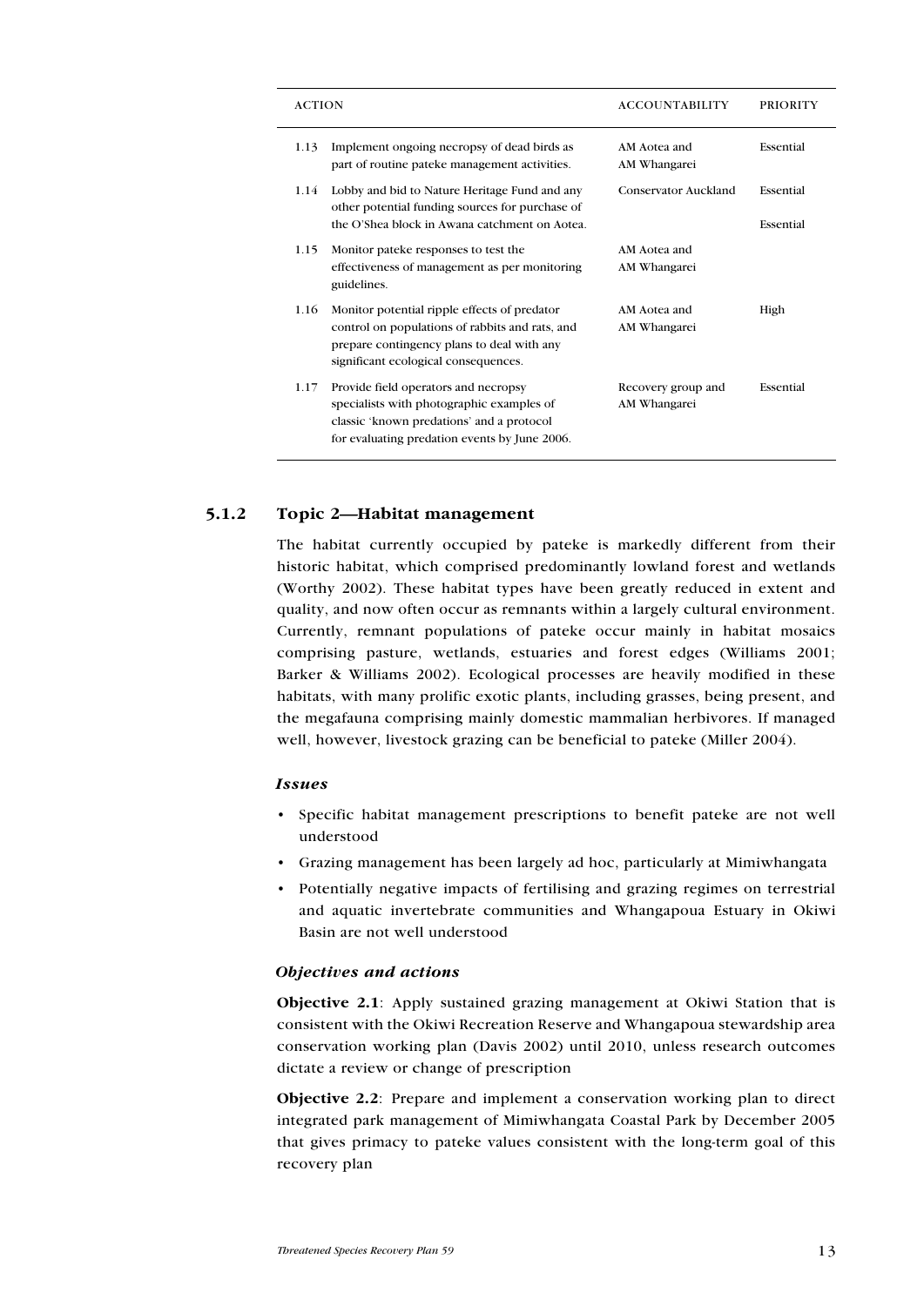| ACTION | | ACCOUNTABILITY | PRIORITY |
|---|---|---|---|
| 1.13 | Implement ongoing necropsy of dead birds as part of routine pateke management activities. | AM Aotea and AM Whangarei | Essential |
| 1.14 | Lobby and bid to Nature Heritage Fund and any other potential funding sources for purchase of the O'Shea block in Awana catchment on Aotea. | Conservator Auckland | Essential<br>Essential |
| 1.15 | Monitor pateke responses to test the effectiveness of management as per monitoring guidelines. | AM Aotea and AM Whangarei | |
| 1.16 | Monitor potential ripple effects of predator control on populations of rabbits and rats, and prepare contingency plans to deal with any significant ecological consequences. | AM Aotea and AM Whangarei | High |
| 1.17 | Provide field operators and necropsy specialists with photographic examples of classic 'known predations' and a protocol for evaluating predation events by June 2006. | Recovery group and AM Whangarei | Essential |

### 5.1.2 Topic 2—Habitat management

The habitat currently occupied by pateke is markedly different from their historic habitat, which comprised predominantly lowland forest and wetlands (Worthy 2002). These habitat types have been greatly reduced in extent and quality, and now often occur as remnants within a largely cultural environment. Currently, remnant populations of pateke occur mainly in habitat mosaics comprising pasture, wetlands, estuaries and forest edges (Williams 2001; Barker & Williams 2002). Ecological processes are heavily modified in these habitats, with many prolific exotic plants, including grasses, being present, and the megafauna comprising mainly domestic mammalian herbivores. If managed well, however, livestock grazing can be beneficial to pateke (Miller 2004).

#### *Issues*

- Specific habitat management prescriptions to benefit pateke are not well understood
- Grazing management has been largely ad hoc, particularly at Mimiwhangata
- Potentially negative impacts of fertilising and grazing regimes on terrestrial and aquatic invertebrate communities and Whangapoua Estuary in Okiwi Basin are not well understood

#### *Objectives and actions*

**Objective 2.1**: Apply sustained grazing management at Okiwi Station that is consistent with the Okiwi Recreation Reserve and Whangapoua stewardship area conservation working plan (Davis 2002) until 2010, unless research outcomes dictate a review or change of prescription

**Objective 2.2**: Prepare and implement a conservation working plan to direct integrated park management of Mimiwhangata Coastal Park by December 2005 that gives primacy to pateke values consistent with the long-term goal of this recovery plan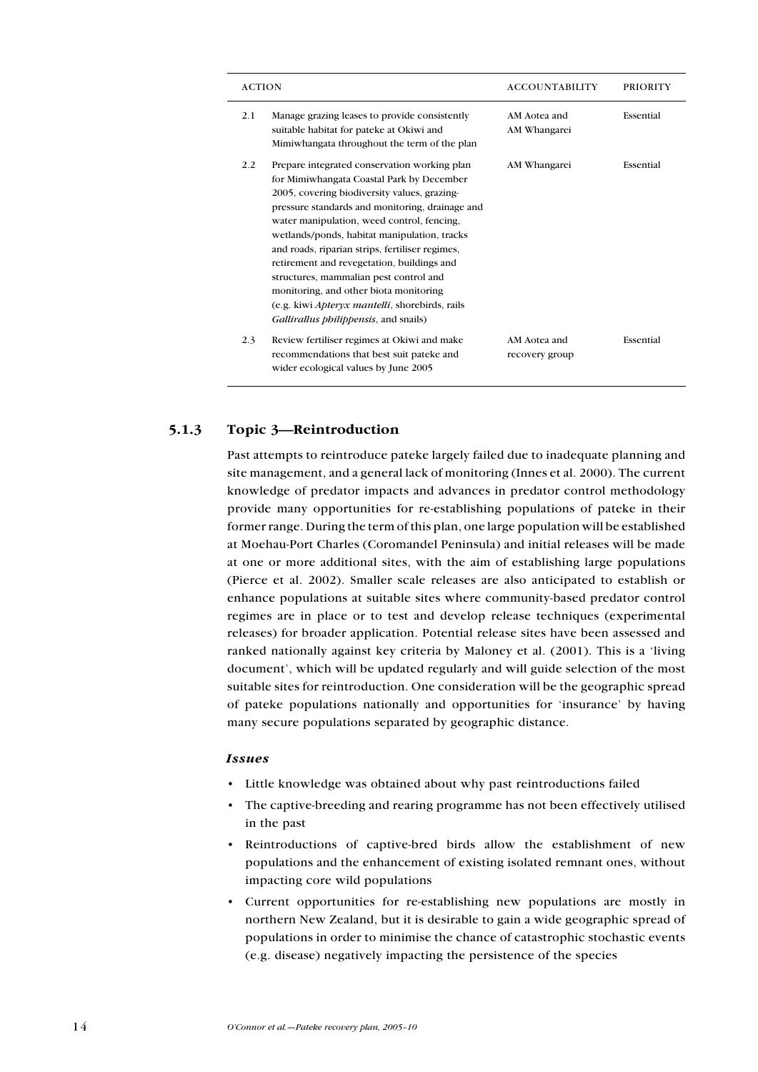| ACTION | | ACCOUNTABILITY | PRIORITY |
|---|---|---|---|
| 2.1 | Manage grazing leases to provide consistently suitable habitat for pateke at Okiwi and Mimiwhangata throughout the term of the plan | AM Aotea and AM Whangarei | Essential |
| 2.2 | Prepare integrated conservation working plan for Mimiwhangata Coastal Park by December 2005, covering biodiversity values, grazing-pressure standards and monitoring, drainage and water manipulation, weed control, fencing, wetlands/ponds, habitat manipulation, tracks and roads, riparian strips, fertiliser regimes, retirement and revegetation, buildings and structures, mammalian pest control and monitoring, and other biota monitoring (e.g. kiwi *Apteryx mantelli*, shorebirds, rails *Gallirallus philippensis*, and snails) | AM Whangarei | Essential |
| 2.3 | Review fertiliser regimes at Okiwi and make recommendations that best suit pateke and wider ecological values by June 2005 | AM Aotea and recovery group | Essential |

### 5.1.3 Topic 3—Reintroduction

Past attempts to reintroduce pateke largely failed due to inadequate planning and site management, and a general lack of monitoring (Innes et al. 2000). The current knowledge of predator impacts and advances in predator control methodology provide many opportunities for re-establishing populations of pateke in their former range. During the term of this plan, one large population will be established at Moehau-Port Charles (Coromandel Peninsula) and initial releases will be made at one or more additional sites, with the aim of establishing large populations (Pierce et al. 2002). Smaller scale releases are also anticipated to establish or enhance populations at suitable sites where community-based predator control regimes are in place or to test and develop release techniques (experimental releases) for broader application. Potential release sites have been assessed and ranked nationally against key criteria by Maloney et al. (2001). This is a 'living document', which will be updated regularly and will guide selection of the most suitable sites for reintroduction. One consideration will be the geographic spread of pateke populations nationally and opportunities for 'insurance' by having many secure populations separated by geographic distance.

#### *Issues*

- Little knowledge was obtained about why past reintroductions failed
- The captive-breeding and rearing programme has not been effectively utilised in the past
- Reintroductions of captive-bred birds allow the establishment of new populations and the enhancement of existing isolated remnant ones, without impacting core wild populations
- Current opportunities for re-establishing new populations are mostly in northern New Zealand, but it is desirable to gain a wide geographic spread of populations in order to minimise the chance of catastrophic stochastic events (e.g. disease) negatively impacting the persistence of the species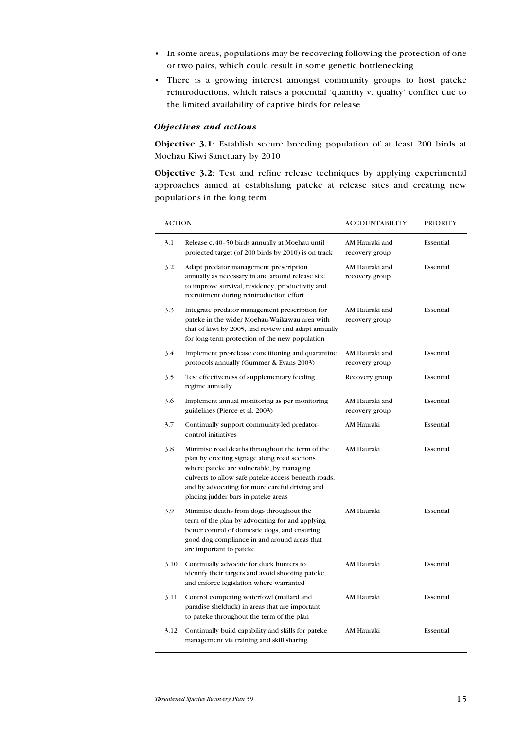- In some areas, populations may be recovering following the protection of one or two pairs, which could result in some genetic bottlenecking
- There is a growing interest amongst community groups to host pateke reintroductions, which raises a potential 'quantity v. quality' conflict due to the limited availability of captive birds for release

### *Objectives and actions*

**Objective 3.1**: Establish secure breeding population of at least 200 birds at Moehau Kiwi Sanctuary by 2010

**Objective 3.2**: Test and refine release techniques by applying experimental approaches aimed at establishing pateke at release sites and creating new populations in the long term

| ACTION | | ACCOUNTABILITY | PRIORITY |
|---|---|---|---|
| 3.1 | Release c. 40–50 birds annually at Moehau until projected target (of 200 birds by 2010) is on track | AM Hauraki and recovery group | Essential |
| 3.2 | Adapt predator management prescription annually as necessary in and around release site to improve survival, residency, productivity and recruitment during reintroduction effort | AM Hauraki and recovery group | Essential |
| 3.3 | Integrate predator management prescription for pateke in the wider Moehau-Waikawau area with that of kiwi by 2005, and review and adapt annually for long-term protection of the new population | AM Hauraki and recovery group | Essential |
| 3.4 | Implement pre-release conditioning and quarantine protocols annually (Gummer & Evans 2003) | AM Hauraki and recovery group | Essential |
| 3.5 | Test effectiveness of supplementary feeding regime annually | Recovery group | Essential |
| 3.6 | Implement annual monitoring as per monitoring guidelines (Pierce et al. 2003) | AM Hauraki and recovery group | Essential |
| 3.7 | Continually support community-led predator-control initiatives | AM Hauraki | Essential |
| 3.8 | Minimise road deaths throughout the term of the plan by erecting signage along road sections where pateke are vulnerable, by managing culverts to allow safe pateke access beneath roads, and by advocating for more careful driving and placing judder bars in pateke areas | AM Hauraki | Essential |
| 3.9 | Minimise deaths from dogs throughout the term of the plan by advocating for and applying better control of domestic dogs, and ensuring good dog compliance in and around areas that are important to pateke | AM Hauraki | Essential |
| 3.10 | Continually advocate for duck hunters to identify their targets and avoid shooting pateke, and enforce legislation where warranted | AM Hauraki | Essential |
| 3.11 | Control competing waterfowl (mallard and paradise shelduck) in areas that are important to pateke throughout the term of the plan | AM Hauraki | Essential |
| 3.12 | Continually build capability and skills for pateke management via training and skill sharing | AM Hauraki | Essential |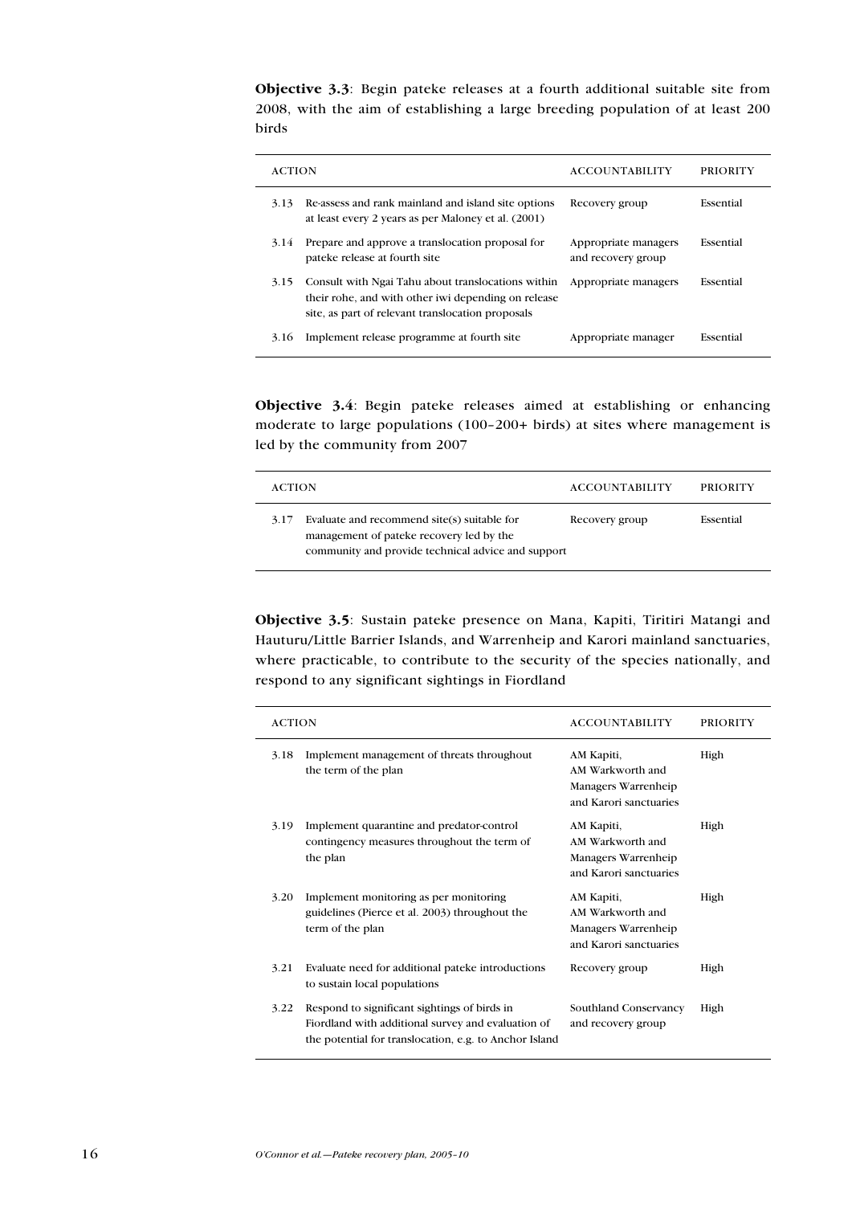**Objective 3.3**: Begin pateke releases at a fourth additional suitable site from 2008, with the aim of establishing a large breeding population of at least 200 birds

| ACTION | | ACCOUNTABILITY | PRIORITY |
|---|---|---|---|
| 3.13 | Re-assess and rank mainland and island site options at least every 2 years as per Maloney et al. (2001) | Recovery group | Essential |
| 3.14 | Prepare and approve a translocation proposal for pateke release at fourth site | Appropriate managers and recovery group | Essential |
| 3.15 | Consult with Ngai Tahu about translocations within their rohe, and with other iwi depending on release site, as part of relevant translocation proposals | Appropriate managers | Essential |
| 3.16 | Implement release programme at fourth site | Appropriate manager | Essential |

**Objective 3.4**: Begin pateke releases aimed at establishing or enhancing moderate to large populations (100–200+ birds) at sites where management is led by the community from 2007

| ACTION | | ACCOUNTABILITY | PRIORITY |
|---|---|---|---|
| 3.17 | Evaluate and recommend site(s) suitable for management of pateke recovery led by the community and provide technical advice and support | Recovery group | Essential |

**Objective 3.5**: Sustain pateke presence on Mana, Kapiti, Tiritiri Matangi and Hauturu/Little Barrier Islands, and Warrenheip and Karori mainland sanctuaries, where practicable, to contribute to the security of the species nationally, and respond to any significant sightings in Fiordland

| ACTION | | ACCOUNTABILITY | PRIORITY |
|---|---|---|---|
| 3.18 | Implement management of threats throughout the term of the plan | AM Kapiti, AM Warkworth and Managers Warrenheip and Karori sanctuaries | High |
| 3.19 | Implement quarantine and predator-control contingency measures throughout the term of the plan | AM Kapiti, AM Warkworth and Managers Warrenheip and Karori sanctuaries | High |
| 3.20 | Implement monitoring as per monitoring guidelines (Pierce et al. 2003) throughout the term of the plan | AM Kapiti, AM Warkworth and Managers Warrenheip and Karori sanctuaries | High |
| 3.21 | Evaluate need for additional pateke introductions to sustain local populations | Recovery group | High |
| 3.22 | Respond to significant sightings of birds in Fiordland with additional survey and evaluation of the potential for translocation, e.g. to Anchor Island | Southland Conservancy and recovery group | High |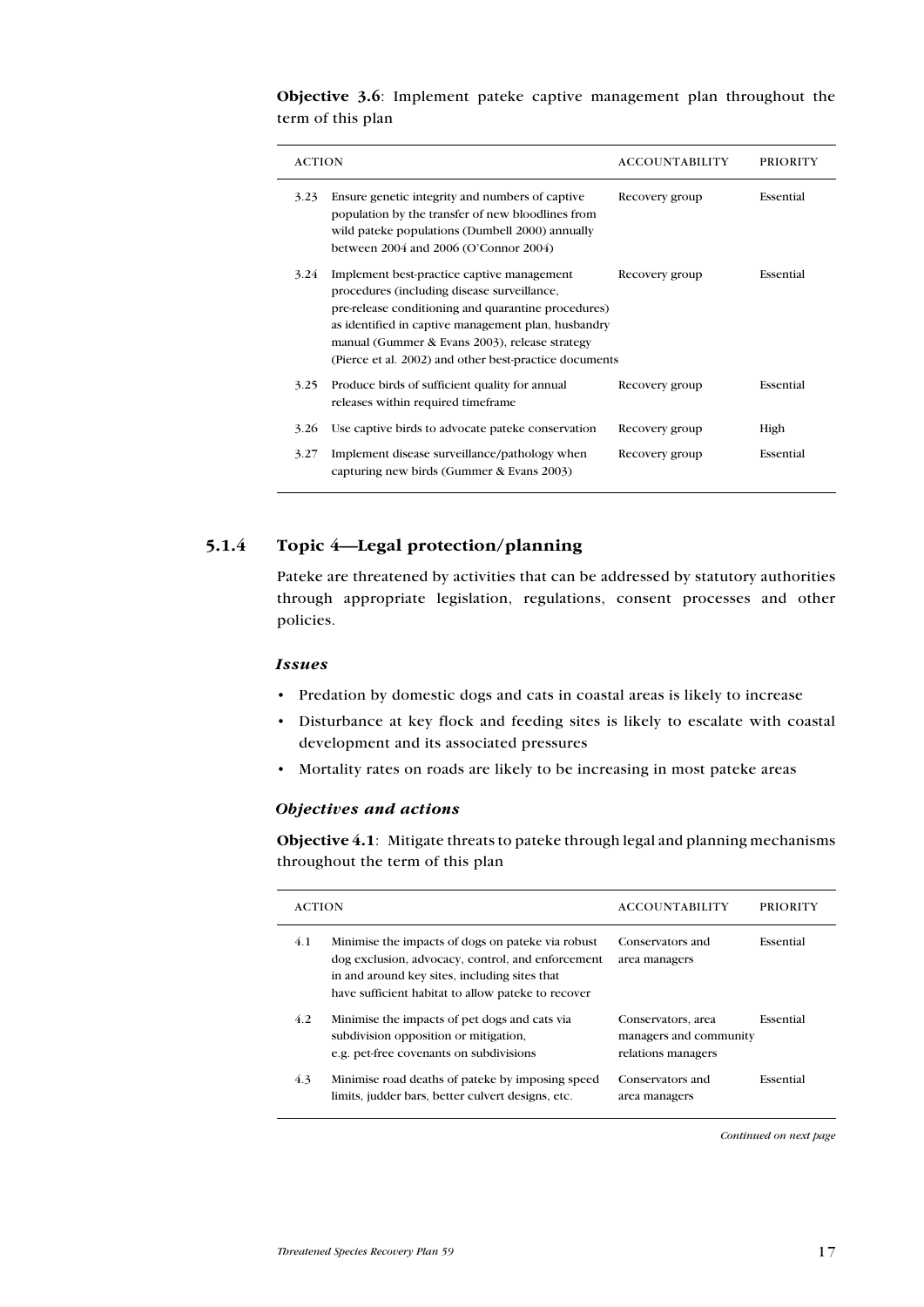**Objective 3.6**: Implement pateke captive management plan throughout the term of this plan

| ACTION | | ACCOUNTABILITY | PRIORITY |
|---|---|---|---|
| 3.23 | Ensure genetic integrity and numbers of captive population by the transfer of new bloodlines from wild pateke populations (Dumbell 2000) annually between 2004 and 2006 (O'Connor 2004) | Recovery group | Essential |
| 3.24 | Implement best-practice captive management procedures (including disease surveillance, pre-release conditioning and quarantine procedures) as identified in captive management plan, husbandry manual (Gummer & Evans 2003), release strategy (Pierce et al. 2002) and other best-practice documents | Recovery group | Essential |
| 3.25 | Produce birds of sufficient quality for annual releases within required timeframe | Recovery group | Essential |
| 3.26 | Use captive birds to advocate pateke conservation | Recovery group | High |
| 3.27 | Implement disease surveillance/pathology when capturing new birds (Gummer & Evans 2003) | Recovery group | Essential |

### 5.1.4 Topic 4—Legal protection/planning

Pateke are threatened by activities that can be addressed by statutory authorities through appropriate legislation, regulations, consent processes and other policies.

#### *Issues*

- Predation by domestic dogs and cats in coastal areas is likely to increase
- Disturbance at key flock and feeding sites is likely to escalate with coastal development and its associated pressures
- Mortality rates on roads are likely to be increasing in most pateke areas

#### *Objectives and actions*

**Objective 4.1**: Mitigate threats to pateke through legal and planning mechanisms throughout the term of this plan

| ACTION | | ACCOUNTABILITY | PRIORITY |
|---|---|---|---|
| 4.1 | Minimise the impacts of dogs on pateke via robust dog exclusion, advocacy, control, and enforcement in and around key sites, including sites that have sufficient habitat to allow pateke to recover | Conservators and area managers | Essential |
| 4.2 | Minimise the impacts of pet dogs and cats via subdivision opposition or mitigation, e.g. pet-free covenants on subdivisions | Conservators, area managers and community relations managers | Essential |
| 4.3 | Minimise road deaths of pateke by imposing speed limits, judder bars, better culvert designs, etc. | Conservators and area managers | Essential |

*Continued on next page*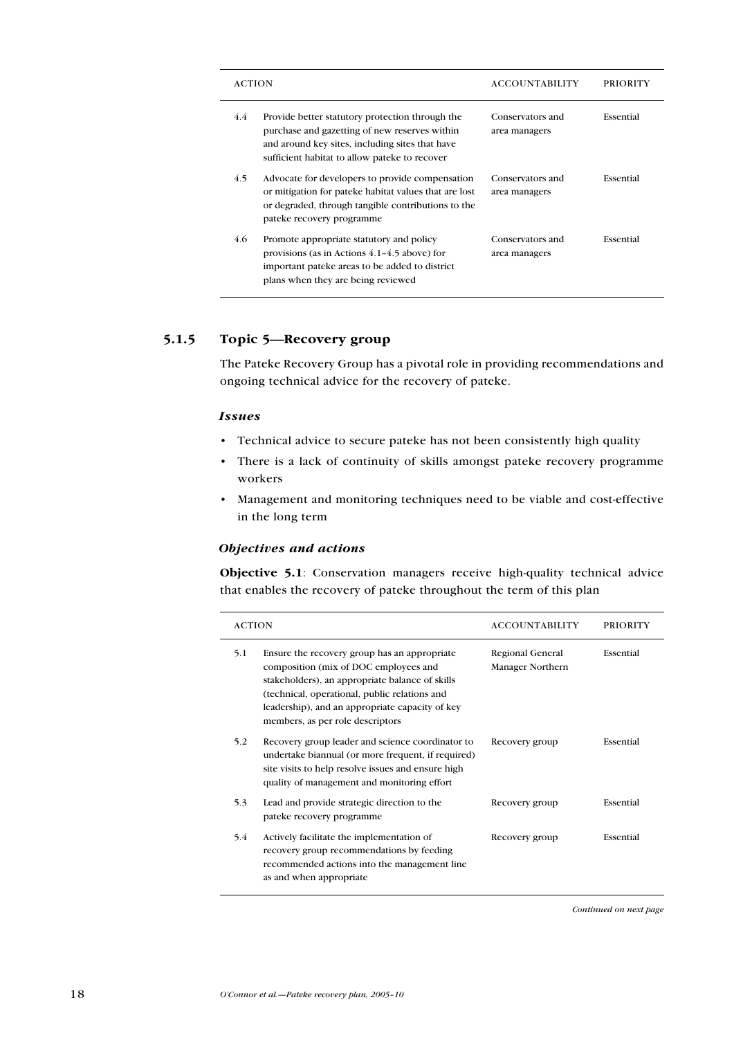| ACTION | | ACCOUNTABILITY | PRIORITY |
|---|---|---|---|
| 4.4 | Provide better statutory protection through the purchase and gazetting of new reserves within and around key sites, including sites that have sufficient habitat to allow pateke to recover | Conservators and area managers | Essential |
| 4.5 | Advocate for developers to provide compensation or mitigation for pateke habitat values that are lost or degraded, through tangible contributions to the pateke recovery programme | Conservators and area managers | Essential |
| 4.6 | Promote appropriate statutory and policy provisions (as in Actions 4.1–4.5 above) for important pateke areas to be added to district plans when they are being reviewed | Conservators and area managers | Essential |

### 5.1.5 Topic 5—Recovery group

The Pateke Recovery Group has a pivotal role in providing recommendations and ongoing technical advice for the recovery of pateke.

#### *Issues*

- Technical advice to secure pateke has not been consistently high quality
- There is a lack of continuity of skills amongst pateke recovery programme workers
- Management and monitoring techniques need to be viable and cost-effective in the long term

#### *Objectives and actions*

**Objective 5.1**: Conservation managers receive high-quality technical advice that enables the recovery of pateke throughout the term of this plan

| ACTION | | ACCOUNTABILITY | PRIORITY |
|---|---|---|---|
| 5.1 | Ensure the recovery group has an appropriate composition (mix of DOC employees and stakeholders), an appropriate balance of skills (technical, operational, public relations and leadership), and an appropriate capacity of key members, as per role descriptors | Regional General Manager Northern | Essential |
| 5.2 | Recovery group leader and science coordinator to undertake biannual (or more frequent, if required) site visits to help resolve issues and ensure high quality of management and monitoring effort | Recovery group | Essential |
| 5.3 | Lead and provide strategic direction to the pateke recovery programme | Recovery group | Essential |
| 5.4 | Actively facilitate the implementation of recovery group recommendations by feeding recommended actions into the management line as and when appropriate | Recovery group | Essential |

*Continued on next page*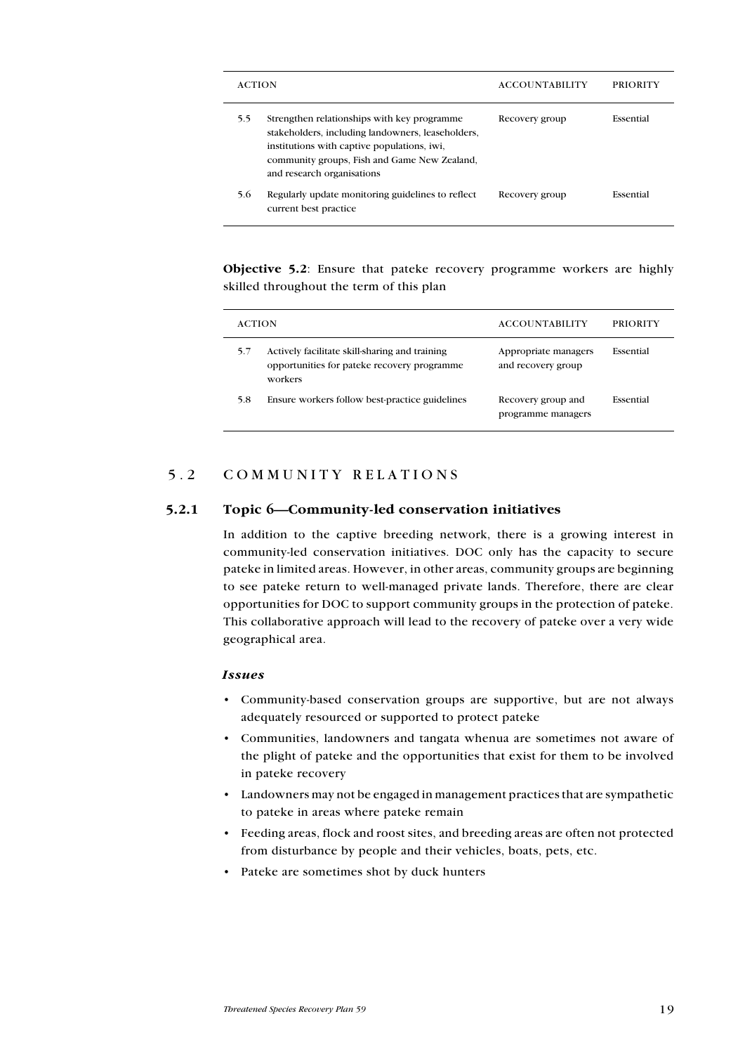| ACTION | | ACCOUNTABILITY | PRIORITY |
|---|---|---|---|
| 5.5 | Strengthen relationships with key programme stakeholders, including landowners, leaseholders, institutions with captive populations, iwi, community groups, Fish and Game New Zealand, and research organisations | Recovery group | Essential |
| 5.6 | Regularly update monitoring guidelines to reflect current best practice | Recovery group | Essential |

**Objective 5.2**: Ensure that pateke recovery programme workers are highly skilled throughout the term of this plan

| ACTION | | ACCOUNTABILITY | PRIORITY |
|---|---|---|---|
| 5.7 | Actively facilitate skill-sharing and training opportunities for pateke recovery programme workers | Appropriate managers and recovery group | Essential |
| 5.8 | Ensure workers follow best-practice guidelines | Recovery group and programme managers | Essential |

## 5.2 COMMUNITY RELATIONS

### 5.2.1 Topic 6—Community-led conservation initiatives

In addition to the captive breeding network, there is a growing interest in community-led conservation initiatives. DOC only has the capacity to secure pateke in limited areas. However, in other areas, community groups are beginning to see pateke return to well-managed private lands. Therefore, there are clear opportunities for DOC to support community groups in the protection of pateke. This collaborative approach will lead to the recovery of pateke over a very wide geographical area.

***Issues***

- Community-based conservation groups are supportive, but are not always adequately resourced or supported to protect pateke
- Communities, landowners and tangata whenua are sometimes not aware of the plight of pateke and the opportunities that exist for them to be involved in pateke recovery
- Landowners may not be engaged in management practices that are sympathetic to pateke in areas where pateke remain
- Feeding areas, flock and roost sites, and breeding areas are often not protected from disturbance by people and their vehicles, boats, pets, etc.
- Pateke are sometimes shot by duck hunters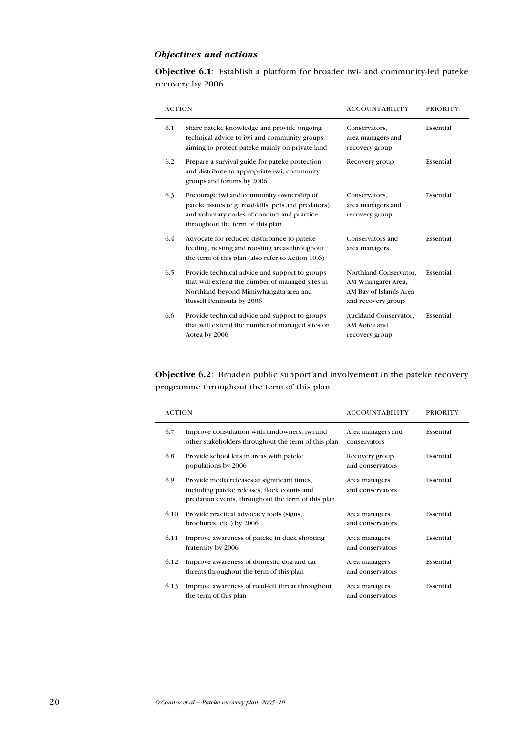### *Objectives and actions*

**Objective 6.1**: Establish a platform for broader iwi- and community-led pateke recovery by 2006

| ACTION | | ACCOUNTABILITY | PRIORITY |
|---|---|---|---|
| 6.1 | Share pateke knowledge and provide ongoing technical advice to iwi and community groups aiming to protect pateke mainly on private land | Conservators, area managers and recovery group | Essential |
| 6.2 | Prepare a survival guide for pateke protection and distribute to appropriate iwi, community groups and forums by 2006 | Recovery group | Essential |
| 6.3 | Encourage iwi and community ownership of pateke issues (e.g. road-kills, pets and predators) and voluntary codes of conduct and practice throughout the term of this plan | Conservators, area managers and recovery group | Essential |
| 6.4 | Advocate for reduced disturbance to pateke feeding, nesting and roosting areas throughout the term of this plan (also refer to Action 10.6) | Conservators and area managers | Essential |
| 6.5 | Provide technical advice and support to groups that will extend the number of managed sites in Northland beyond Mimiwhangata area and Russell Peninsula by 2006 | Northland Conservator, AM Whangarei Area, AM Bay of Islands Area and recovery group | Essential |
| 6.6 | Provide technical advice and support to groups that will extend the number of managed sites on Aotea by 2006 | Auckland Conservator, AM Aotea and recovery group | Essential |

**Objective 6.2**: Broaden public support and involvement in the pateke recovery programme throughout the term of this plan

| ACTION | | ACCOUNTABILITY | PRIORITY |
|---|---|---|---|
| 6.7 | Improve consultation with landowners, iwi and other stakeholders throughout the term of this plan | Area managers and conservators | Essential |
| 6.8 | Provide school kits in areas with pateke populations by 2006 | Recovery group and conservators | Essential |
| 6.9 | Provide media releases at significant times, including pateke releases, flock counts and predation events, throughout the term of this plan | Area managers and conservators | Essential |
| 6.10 | Provide practical advocacy tools (signs, brochures, etc.) by 2006 | Area managers and conservators | Essential |
| 6.11 | Improve awareness of pateke in duck shooting fraternity by 2006 | Area managers and conservators | Essential |
| 6.12 | Improve awareness of domestic dog and cat threats throughout the term of this plan | Area managers and conservators | Essential |
| 6.13 | Improve awareness of road-kill threat throughout the term of this plan | Area managers and conservators | Essential |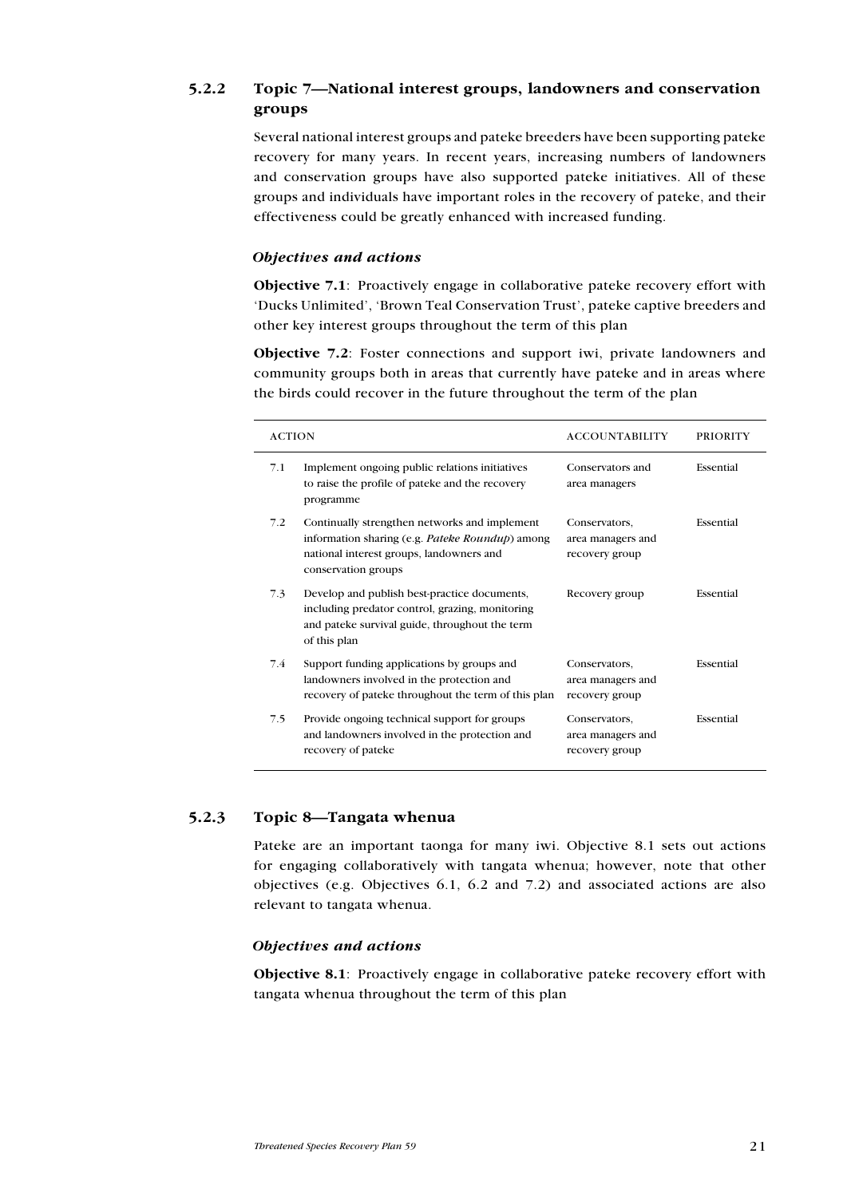### 5.2.2 Topic 7—National interest groups, landowners and conservation groups

Several national interest groups and pateke breeders have been supporting pateke recovery for many years. In recent years, increasing numbers of landowners and conservation groups have also supported pateke initiatives. All of these groups and individuals have important roles in the recovery of pateke, and their effectiveness could be greatly enhanced with increased funding.

#### *Objectives and actions*

**Objective 7.1**: Proactively engage in collaborative pateke recovery effort with 'Ducks Unlimited', 'Brown Teal Conservation Trust', pateke captive breeders and other key interest groups throughout the term of this plan

**Objective 7.2**: Foster connections and support iwi, private landowners and community groups both in areas that currently have pateke and in areas where the birds could recover in the future throughout the term of the plan

| ACTION | | ACCOUNTABILITY | PRIORITY |
|---|---|---|---|
| 7.1 | Implement ongoing public relations initiatives to raise the profile of pateke and the recovery programme | Conservators and area managers | Essential |
| 7.2 | Continually strengthen networks and implement information sharing (e.g. *Pateke Roundup*) among national interest groups, landowners and conservation groups | Conservators, area managers and recovery group | Essential |
| 7.3 | Develop and publish best-practice documents, including predator control, grazing, monitoring and pateke survival guide, throughout the term of this plan | Recovery group | Essential |
| 7.4 | Support funding applications by groups and landowners involved in the protection and recovery of pateke throughout the term of this plan | Conservators, area managers and recovery group | Essential |
| 7.5 | Provide ongoing technical support for groups and landowners involved in the protection and recovery of pateke | Conservators, area managers and recovery group | Essential |

### 5.2.3 Topic 8—Tangata whenua

Pateke are an important taonga for many iwi. Objective 8.1 sets out actions for engaging collaboratively with tangata whenua; however, note that other objectives (e.g. Objectives 6.1, 6.2 and 7.2) and associated actions are also relevant to tangata whenua.

#### *Objectives and actions*

**Objective 8.1**: Proactively engage in collaborative pateke recovery effort with tangata whenua throughout the term of this plan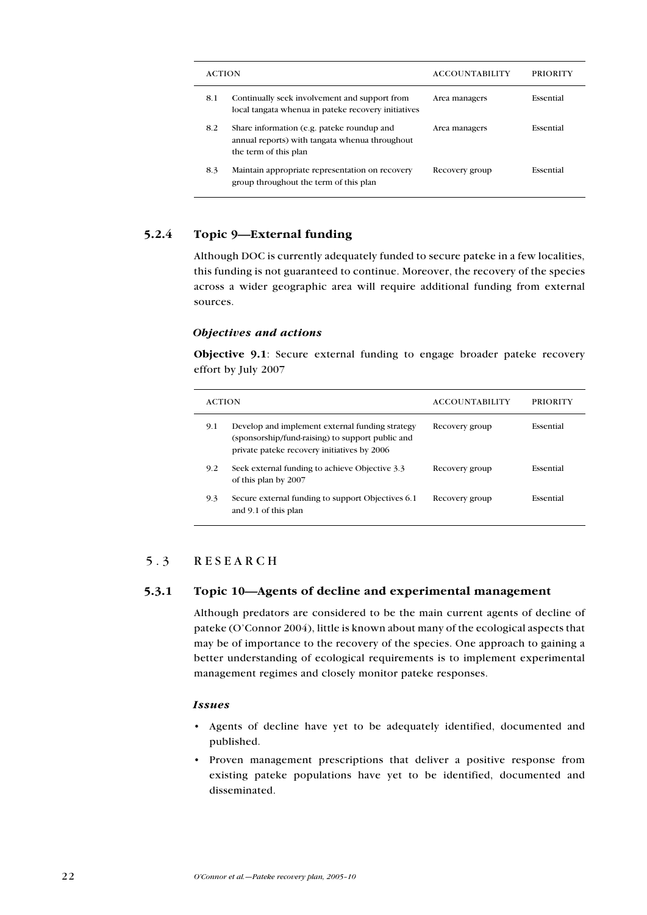| ACTION | | ACCOUNTABILITY | PRIORITY |
|---|---|---|---|
| 8.1 | Continually seek involvement and support from local tangata whenua in pateke recovery initiatives | Area managers | Essential |
| 8.2 | Share information (e.g. pateke roundup and annual reports) with tangata whenua throughout the term of this plan | Area managers | Essential |
| 8.3 | Maintain appropriate representation on recovery group throughout the term of this plan | Recovery group | Essential |

### 5.2.4 Topic 9—External funding

Although DOC is currently adequately funded to secure pateke in a few localities, this funding is not guaranteed to continue. Moreover, the recovery of the species across a wider geographic area will require additional funding from external sources.

#### *Objectives and actions*

**Objective 9.1**: Secure external funding to engage broader pateke recovery effort by July 2007

| ACTION | | ACCOUNTABILITY | PRIORITY |
|---|---|---|---|
| 9.1 | Develop and implement external funding strategy (sponsorship/fund-raising) to support public and private pateke recovery initiatives by 2006 | Recovery group | Essential |
| 9.2 | Seek external funding to achieve Objective 3.3 of this plan by 2007 | Recovery group | Essential |
| 9.3 | Secure external funding to support Objectives 6.1 and 9.1 of this plan | Recovery group | Essential |

## 5.3 RESEARCH

### 5.3.1 Topic 10—Agents of decline and experimental management

Although predators are considered to be the main current agents of decline of pateke (O'Connor 2004), little is known about many of the ecological aspects that may be of importance to the recovery of the species. One approach to gaining a better understanding of ecological requirements is to implement experimental management regimes and closely monitor pateke responses.

#### *Issues*

- Agents of decline have yet to be adequately identified, documented and published.
- Proven management prescriptions that deliver a positive response from existing pateke populations have yet to be identified, documented and disseminated.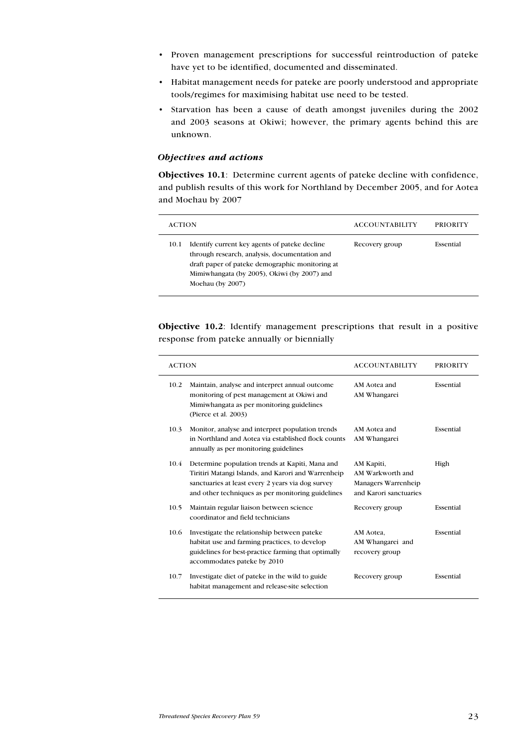- Proven management prescriptions for successful reintroduction of pateke have yet to be identified, documented and disseminated.
- Habitat management needs for pateke are poorly understood and appropriate tools/regimes for maximising habitat use need to be tested.
- Starvation has been a cause of death amongst juveniles during the 2002 and 2003 seasons at Okiwi; however, the primary agents behind this are unknown.

### *Objectives and actions*

**Objectives 10.1**: Determine current agents of pateke decline with confidence, and publish results of this work for Northland by December 2005, and for Aotea and Moehau by 2007

| ACTION | | ACCOUNTABILITY | PRIORITY |
|---|---|---|---|
| 10.1 | Identify current key agents of pateke decline through research, analysis, documentation and draft paper of pateke demographic monitoring at Mimiwhangata (by 2005), Okiwi (by 2007) and Moehau (by 2007) | Recovery group | Essential |

**Objective 10.2**: Identify management prescriptions that result in a positive response from pateke annually or biennially

| ACTION | | ACCOUNTABILITY | PRIORITY |
|---|---|---|---|
| 10.2 | Maintain, analyse and interpret annual outcome monitoring of pest management at Okiwi and Mimiwhangata as per monitoring guidelines (Pierce et al. 2003) | AM Aotea and AM Whangarei | Essential |
| 10.3 | Monitor, analyse and interpret population trends in Northland and Aotea via established flock counts annually as per monitoring guidelines | AM Aotea and AM Whangarei | Essential |
| 10.4 | Determine population trends at Kapiti, Mana and Tiritiri Matangi Islands, and Karori and Warrenheip sanctuaries at least every 2 years via dog survey and other techniques as per monitoring guidelines | AM Kapiti, AM Warkworth and Managers Warrenheip and Karori sanctuaries | High |
| 10.5 | Maintain regular liaison between science coordinator and field technicians | Recovery group | Essential |
| 10.6 | Investigate the relationship between pateke habitat use and farming practices, to develop guidelines for best-practice farming that optimally accommodates pateke by 2010 | AM Aotea, AM Whangarei and recovery group | Essential |
| 10.7 | Investigate diet of pateke in the wild to guide habitat management and release-site selection | Recovery group | Essential |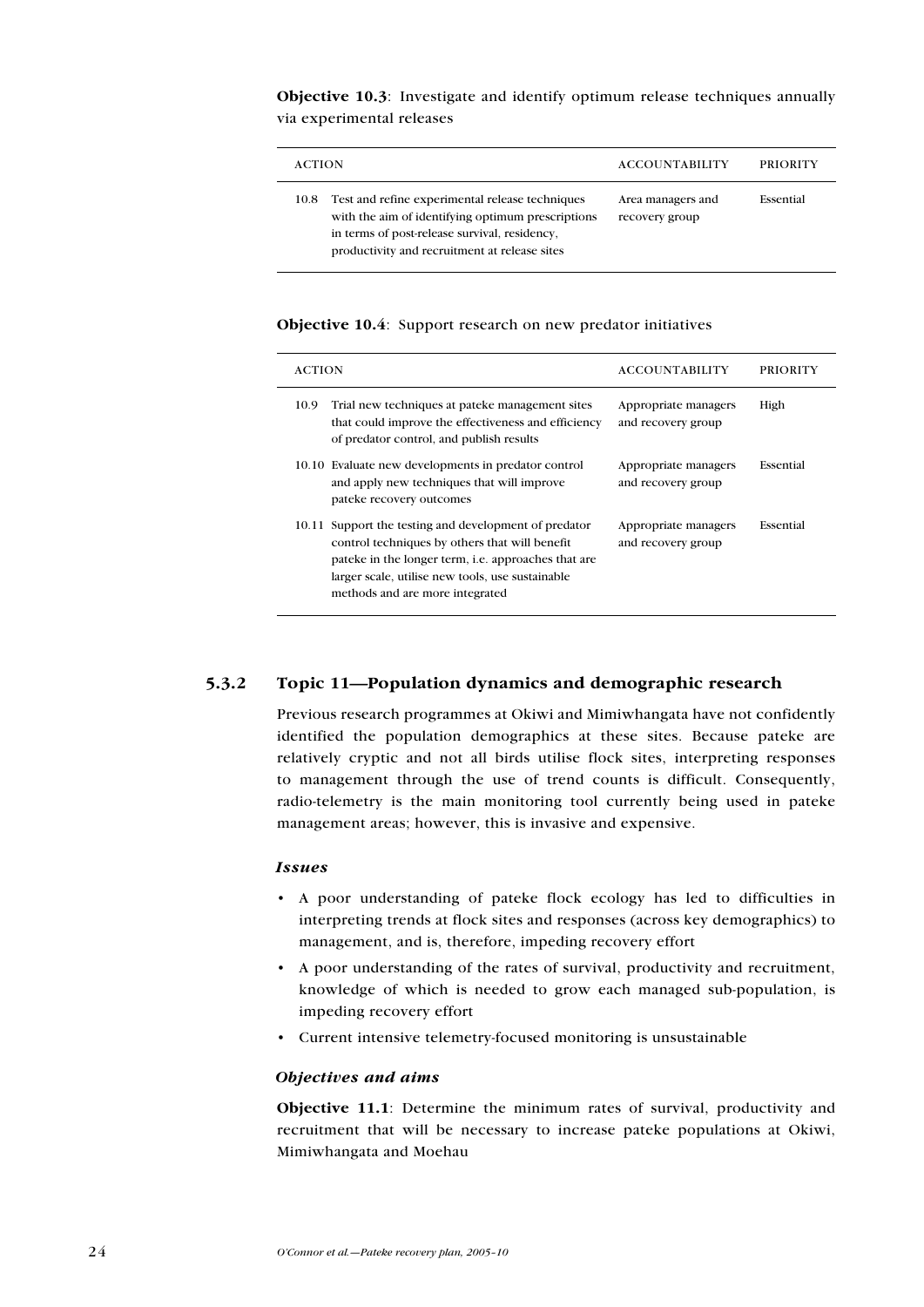**Objective 10.3**: Investigate and identify optimum release techniques annually via experimental releases

| ACTION | ACCOUNTABILITY | PRIORITY |
|---|---|---|
| 10.8 Test and refine experimental release techniques with the aim of identifying optimum prescriptions in terms of post-release survival, residency, productivity and recruitment at release sites | Area managers and recovery group | Essential |

**Objective 10.4**: Support research on new predator initiatives

| ACTION | ACCOUNTABILITY | PRIORITY |
|---|---|---|
| 10.9 Trial new techniques at pateke management sites that could improve the effectiveness and efficiency of predator control, and publish results | Appropriate managers and recovery group | High |
| 10.10 Evaluate new developments in predator control and apply new techniques that will improve pateke recovery outcomes | Appropriate managers and recovery group | Essential |
| 10.11 Support the testing and development of predator control techniques by others that will benefit pateke in the longer term, i.e. approaches that are larger scale, utilise new tools, use sustainable methods and are more integrated | Appropriate managers and recovery group | Essential |

### 5.3.2 Topic 11—Population dynamics and demographic research

Previous research programmes at Okiwi and Mimiwhangata have not confidently identified the population demographics at these sites. Because pateke are relatively cryptic and not all birds utilise flock sites, interpreting responses to management through the use of trend counts is difficult. Consequently, radio-telemetry is the main monitoring tool currently being used in pateke management areas; however, this is invasive and expensive.

#### *Issues*

- A poor understanding of pateke flock ecology has led to difficulties in interpreting trends at flock sites and responses (across key demographics) to management, and is, therefore, impeding recovery effort
- A poor understanding of the rates of survival, productivity and recruitment, knowledge of which is needed to grow each managed sub-population, is impeding recovery effort
- Current intensive telemetry-focused monitoring is unsustainable

#### *Objectives and aims*

**Objective 11.1**: Determine the minimum rates of survival, productivity and recruitment that will be necessary to increase pateke populations at Okiwi, Mimiwhangata and Moehau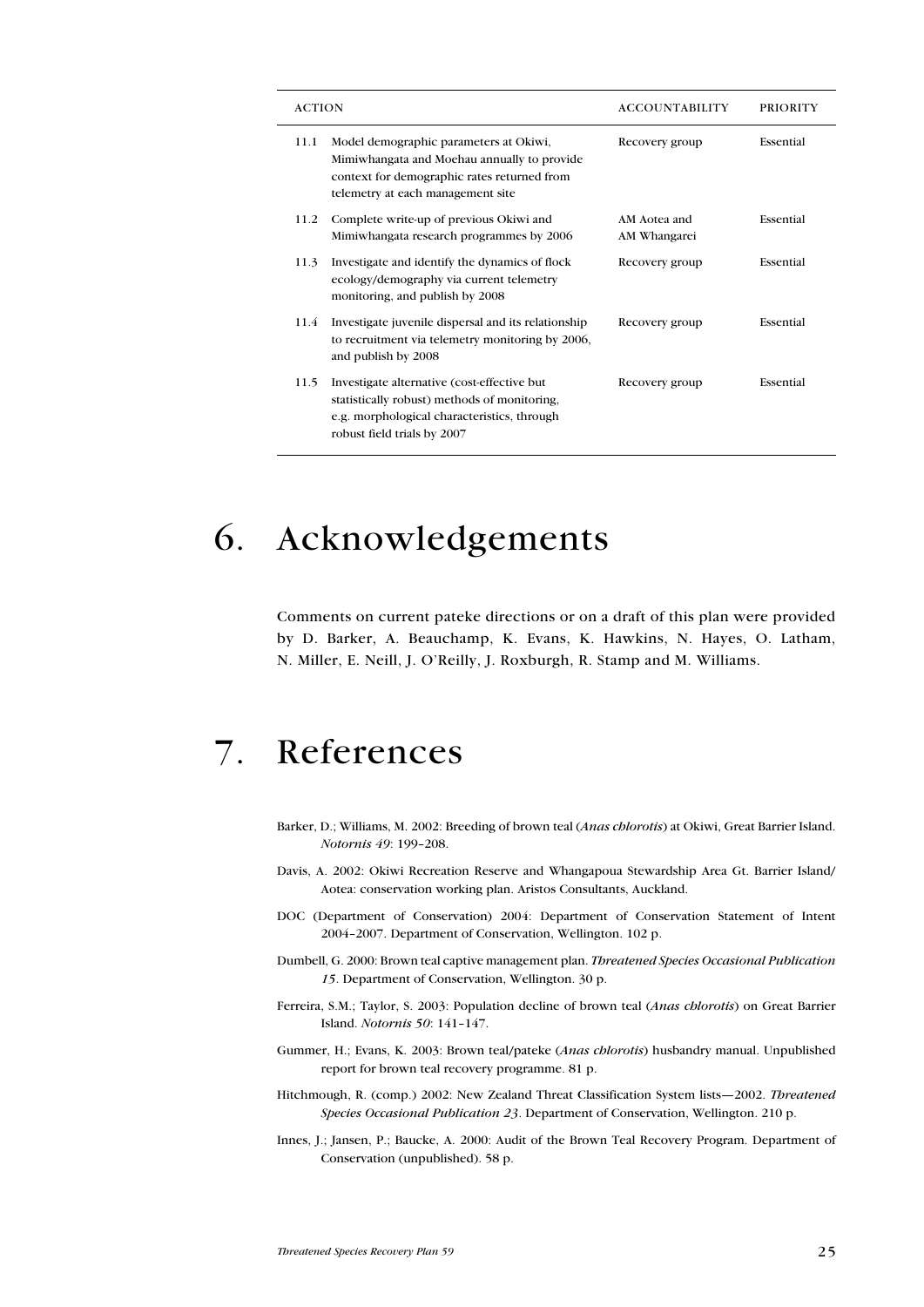| ACTION | | ACCOUNTABILITY | PRIORITY |
|---|---|---|---|
| 11.1 | Model demographic parameters at Okiwi, Mimiwhangata and Moehau annually to provide context for demographic rates returned from telemetry at each management site | Recovery group | Essential |
| 11.2 | Complete write-up of previous Okiwi and Mimiwhangata research programmes by 2006 | AM Aotea and AM Whangarei | Essential |
| 11.3 | Investigate and identify the dynamics of flock ecology/demography via current telemetry monitoring, and publish by 2008 | Recovery group | Essential |
| 11.4 | Investigate juvenile dispersal and its relationship to recruitment via telemetry monitoring by 2006, and publish by 2008 | Recovery group | Essential |
| 11.5 | Investigate alternative (cost-effective but statistically robust) methods of monitoring, e.g. morphological characteristics, through robust field trials by 2007 | Recovery group | Essential |

# 6. Acknowledgements

Comments on current pateke directions or on a draft of this plan were provided by D. Barker, A. Beauchamp, K. Evans, K. Hawkins, N. Hayes, O. Latham, N. Miller, E. Neill, J. O'Reilly, J. Roxburgh, R. Stamp and M. Williams.

# 7. References

Barker, D.; Williams, M. 2002: Breeding of brown teal (*Anas chlorotis*) at Okiwi, Great Barrier Island. *Notornis 49*: 199–208.

Davis, A. 2002: Okiwi Recreation Reserve and Whangapoua Stewardship Area Gt. Barrier Island/ Aotea: conservation working plan. Aristos Consultants, Auckland.

DOC (Department of Conservation) 2004: Department of Conservation Statement of Intent 2004–2007. Department of Conservation, Wellington. 102 p.

Dumbell, G. 2000: Brown teal captive management plan. *Threatened Species Occasional Publication 15*. Department of Conservation, Wellington. 30 p.

Ferreira, S.M.; Taylor, S. 2003: Population decline of brown teal (*Anas chlorotis*) on Great Barrier Island. *Notornis 50*: 141–147.

Gummer, H.; Evans, K. 2003: Brown teal/pateke (*Anas chlorotis*) husbandry manual. Unpublished report for brown teal recovery programme. 81 p.

Hitchmough, R. (comp.) 2002: New Zealand Threat Classification System lists—2002. *Threatened Species Occasional Publication 23*. Department of Conservation, Wellington. 210 p.

Innes, J.; Jansen, P.; Baucke, A. 2000: Audit of the Brown Teal Recovery Program. Department of Conservation (unpublished). 58 p.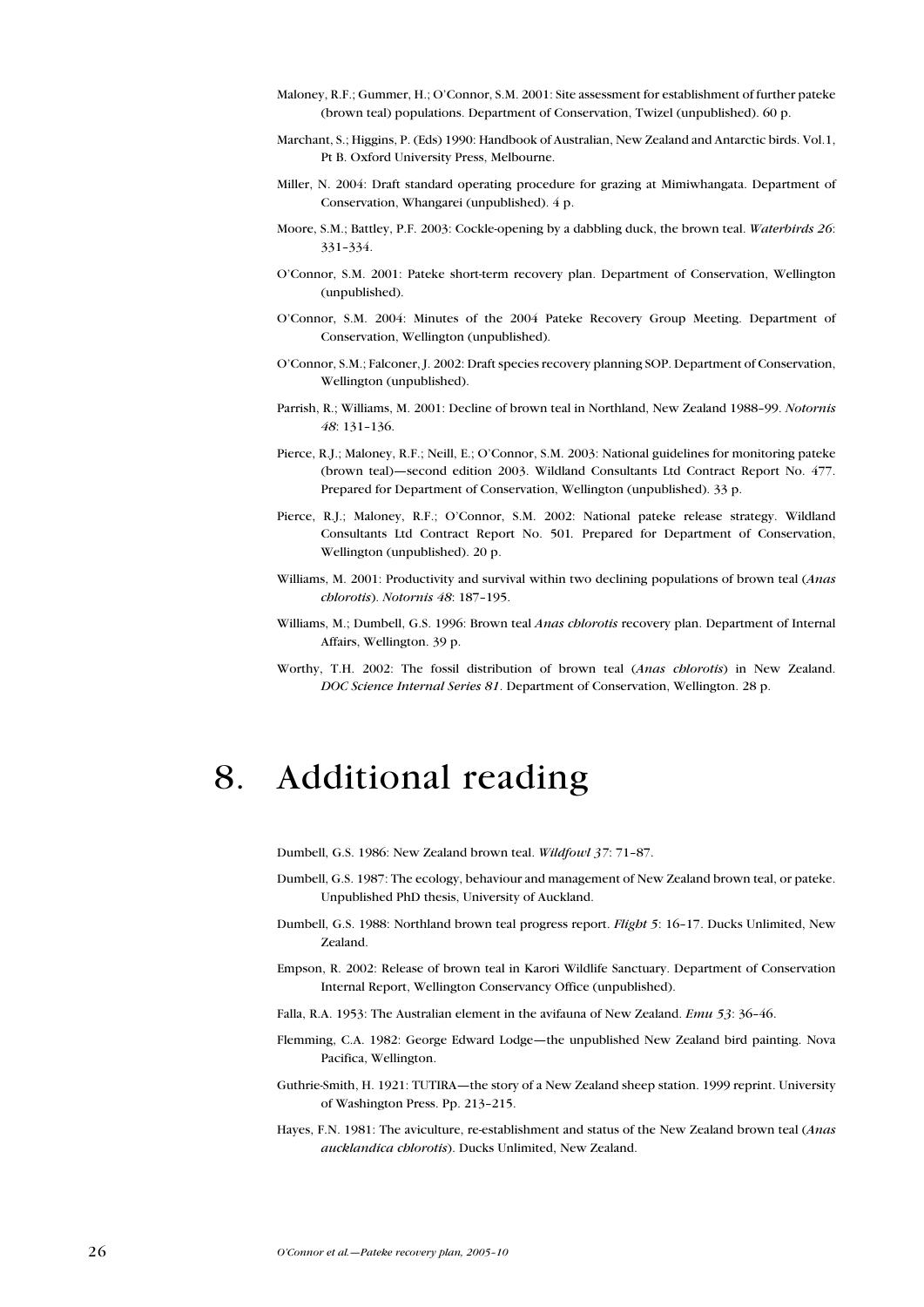Maloney, R.F.; Gummer, H.; O'Connor, S.M. 2001: Site assessment for establishment of further pateke (brown teal) populations. Department of Conservation, Twizel (unpublished). 60 p.

Marchant, S.; Higgins, P. (Eds) 1990: Handbook of Australian, New Zealand and Antarctic birds. Vol.1, Pt B. Oxford University Press, Melbourne.

Miller, N. 2004: Draft standard operating procedure for grazing at Mimiwhangata. Department of Conservation, Whangarei (unpublished). 4 p.

Moore, S.M.; Battley, P.F. 2003: Cockle-opening by a dabbling duck, the brown teal. *Waterbirds 26*: 331–334.

O'Connor, S.M. 2001: Pateke short-term recovery plan. Department of Conservation, Wellington (unpublished).

O'Connor, S.M. 2004: Minutes of the 2004 Pateke Recovery Group Meeting. Department of Conservation, Wellington (unpublished).

O'Connor, S.M.; Falconer, J. 2002: Draft species recovery planning SOP. Department of Conservation, Wellington (unpublished).

Parrish, R.; Williams, M. 2001: Decline of brown teal in Northland, New Zealand 1988–99. *Notornis 48*: 131–136.

Pierce, R.J.; Maloney, R.F.; Neill, E.; O'Connor, S.M. 2003: National guidelines for monitoring pateke (brown teal)—second edition 2003. Wildland Consultants Ltd Contract Report No. 477. Prepared for Department of Conservation, Wellington (unpublished). 33 p.

Pierce, R.J.; Maloney, R.F.; O'Connor, S.M. 2002: National pateke release strategy. Wildland Consultants Ltd Contract Report No. 501. Prepared for Department of Conservation, Wellington (unpublished). 20 p.

Williams, M. 2001: Productivity and survival within two declining populations of brown teal (*Anas chlorotis*). *Notornis 48*: 187–195.

Williams, M.; Dumbell, G.S. 1996: Brown teal *Anas chlorotis* recovery plan. Department of Internal Affairs, Wellington. 39 p.

Worthy, T.H. 2002: The fossil distribution of brown teal (*Anas chlorotis*) in New Zealand. *DOC Science Internal Series 81*. Department of Conservation, Wellington. 28 p.

# 8. Additional reading

Dumbell, G.S. 1986: New Zealand brown teal. *Wildfowl 37*: 71–87.

Dumbell, G.S. 1987: The ecology, behaviour and management of New Zealand brown teal, or pateke. Unpublished PhD thesis, University of Auckland.

Dumbell, G.S. 1988: Northland brown teal progress report. *Flight 5*: 16–17. Ducks Unlimited, New Zealand.

Empson, R. 2002: Release of brown teal in Karori Wildlife Sanctuary. Department of Conservation Internal Report, Wellington Conservancy Office (unpublished).

Falla, R.A. 1953: The Australian element in the avifauna of New Zealand. *Emu 53*: 36–46.

Flemming, C.A. 1982: George Edward Lodge—the unpublished New Zealand bird painting. Nova Pacifica, Wellington.

Guthrie-Smith, H. 1921: TUTIRA—the story of a New Zealand sheep station. 1999 reprint. University of Washington Press. Pp. 213–215.

Hayes, F.N. 1981: The aviculture, re-establishment and status of the New Zealand brown teal (*Anas aucklandica chlorotis*). Ducks Unlimited, New Zealand.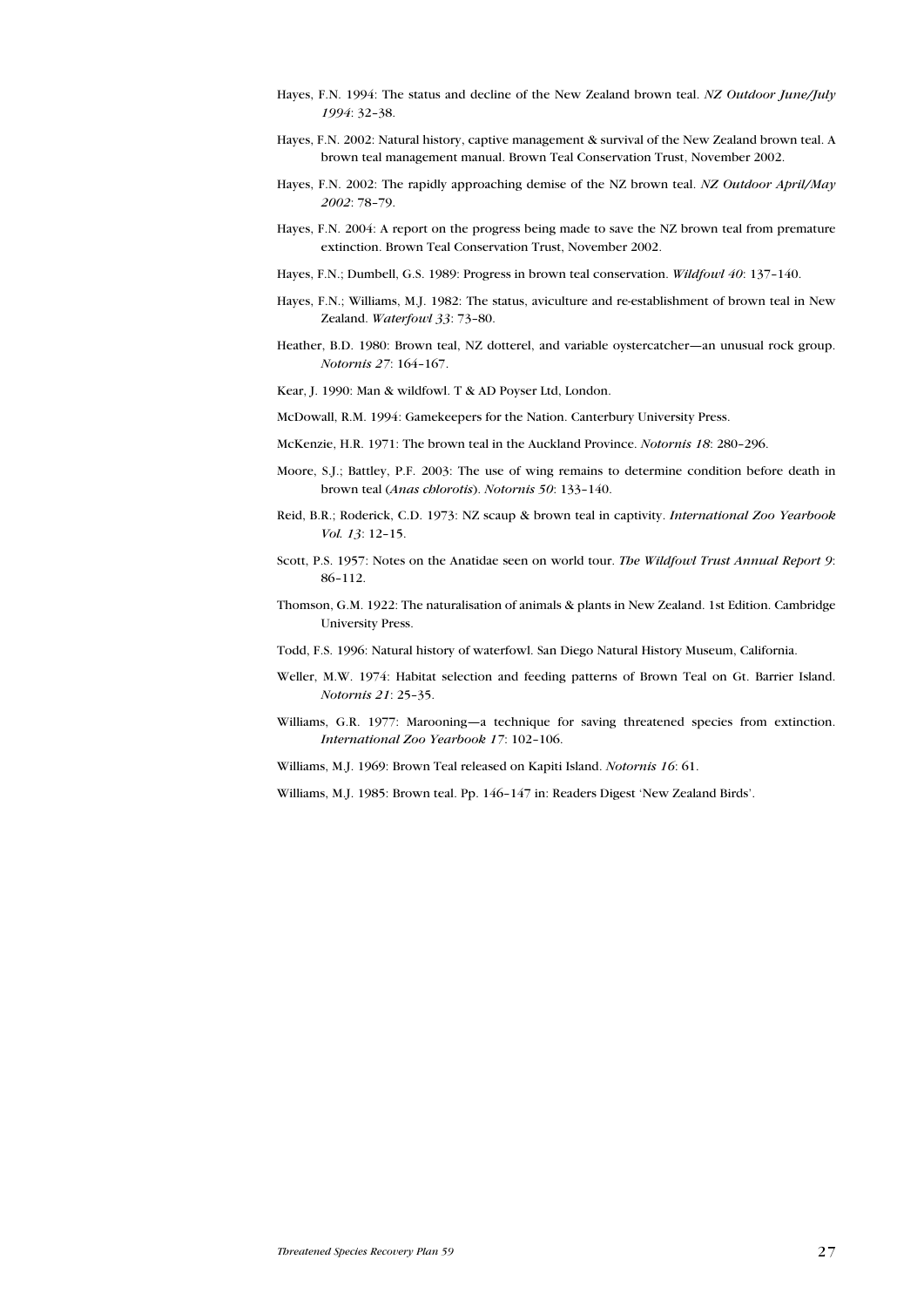Hayes, F.N. 1994: The status and decline of the New Zealand brown teal. *NZ Outdoor June/July 1994*: 32–38.

Hayes, F.N. 2002: Natural history, captive management & survival of the New Zealand brown teal. A brown teal management manual. Brown Teal Conservation Trust, November 2002.

Hayes, F.N. 2002: The rapidly approaching demise of the NZ brown teal. *NZ Outdoor April/May 2002*: 78–79.

Hayes, F.N. 2004: A report on the progress being made to save the NZ brown teal from premature extinction. Brown Teal Conservation Trust, November 2002.

Hayes, F.N.; Dumbell, G.S. 1989: Progress in brown teal conservation. *Wildfowl 40*: 137–140.

Hayes, F.N.; Williams, M.J. 1982: The status, aviculture and re-establishment of brown teal in New Zealand. *Waterfowl 33*: 73–80.

Heather, B.D. 1980: Brown teal, NZ dotterel, and variable oystercatcher—an unusual rock group. *Notornis 27*: 164–167.

Kear, J. 1990: Man & wildfowl. T & AD Poyser Ltd, London.

McDowall, R.M. 1994: Gamekeepers for the Nation. Canterbury University Press.

McKenzie, H.R. 1971: The brown teal in the Auckland Province. *Notornis 18*: 280–296.

Moore, S.J.; Battley, P.F. 2003: The use of wing remains to determine condition before death in brown teal (*Anas chlorotis*). *Notornis 50*: 133–140.

Reid, B.R.; Roderick, C.D. 1973: NZ scaup & brown teal in captivity. *International Zoo Yearbook Vol. 13*: 12–15.

Scott, P.S. 1957: Notes on the Anatidae seen on world tour. *The Wildfowl Trust Annual Report 9*: 86–112.

Thomson, G.M. 1922: The naturalisation of animals & plants in New Zealand. 1st Edition. Cambridge University Press.

Todd, F.S. 1996: Natural history of waterfowl. San Diego Natural History Museum, California.

Weller, M.W. 1974: Habitat selection and feeding patterns of Brown Teal on Gt. Barrier Island. *Notornis 21*: 25–35.

Williams, G.R. 1977: Marooning—a technique for saving threatened species from extinction. *International Zoo Yearbook 17*: 102–106.

Williams, M.J. 1969: Brown Teal released on Kapiti Island. *Notornis 16*: 61.

Williams, M.J. 1985: Brown teal. Pp. 146–147 in: Readers Digest 'New Zealand Birds'.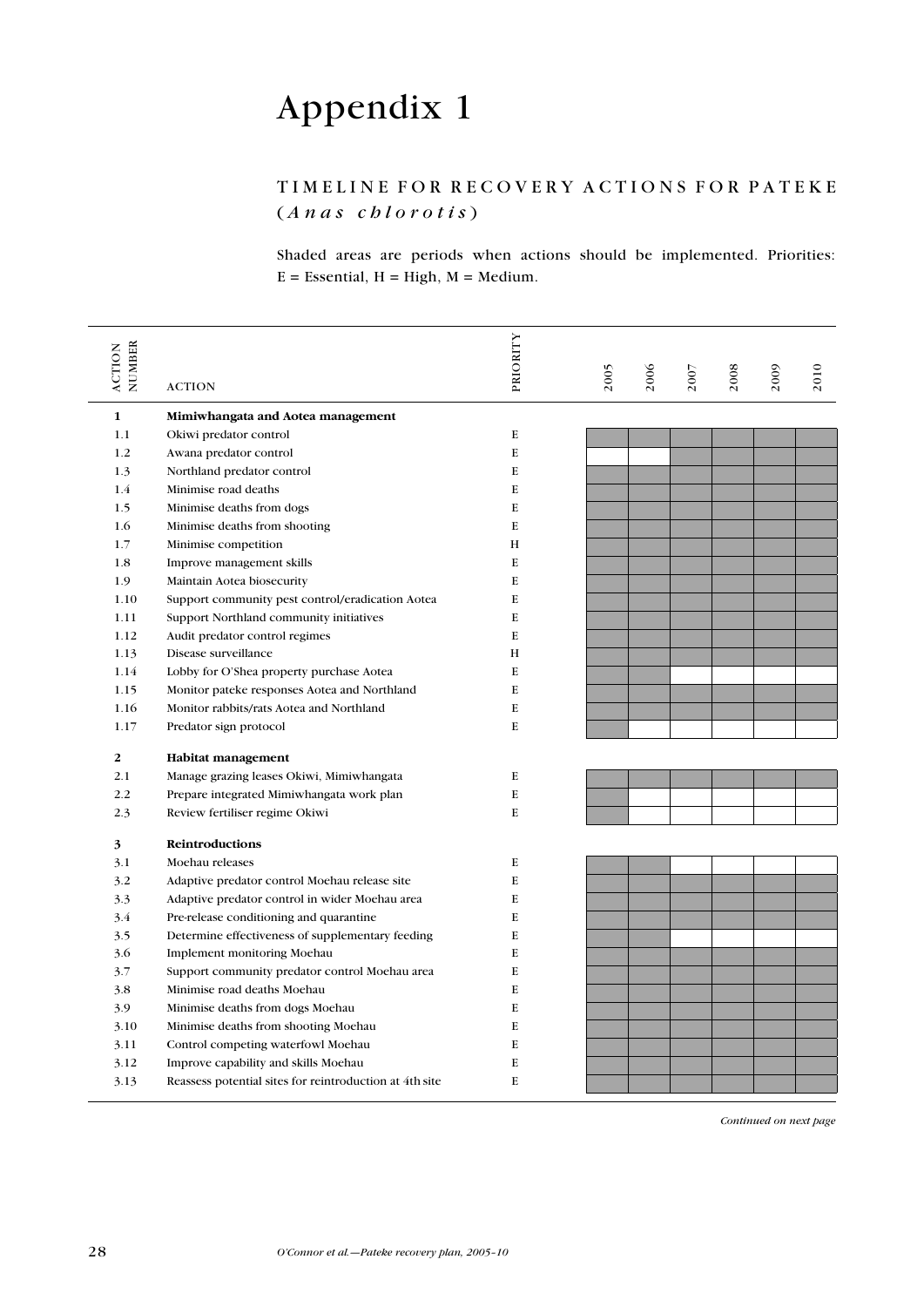# Appendix 1

## TIMELINE FOR RECOVERY ACTIONS FOR PATEKE (*Anas chlorotis*)

Shaded areas are periods when actions should be implemented. Priorities: E = Essential, H = High, M = Medium.

| ACTION NUMBER | ACTION | PRIORITY | 2005 | 2006 | 2007 | 2008 | 2009 | 2010 |
|---|---|---|---|---|---|---|---|---|
| **1** | **Mimiwhangata and Aotea management** | | | | | | | |
| 1.1 | Okiwi predator control | E | ■ | ■ | ■ | ■ | ■ | ■ |
| 1.2 | Awana predator control | E | | | ■ | ■ | ■ | ■ |
| 1.3 | Northland predator control | E | ■ | ■ | ■ | ■ | ■ | ■ |
| 1.4 | Minimise road deaths | E | ■ | ■ | ■ | ■ | ■ | ■ |
| 1.5 | Minimise deaths from dogs | E | ■ | ■ | ■ | ■ | ■ | ■ |
| 1.6 | Minimise deaths from shooting | E | ■ | ■ | ■ | ■ | ■ | ■ |
| 1.7 | Minimise competition | H | ■ | ■ | ■ | ■ | ■ | ■ |
| 1.8 | Improve management skills | E | ■ | ■ | ■ | ■ | ■ | ■ |
| 1.9 | Maintain Aotea biosecurity | E | ■ | ■ | ■ | ■ | ■ | ■ |
| 1.10 | Support community pest control/eradication Aotea | E | ■ | ■ | ■ | ■ | ■ | ■ |
| 1.11 | Support Northland community initiatives | E | ■ | ■ | ■ | ■ | ■ | ■ |
| 1.12 | Audit predator control regimes | E | ■ | ■ | ■ | ■ | ■ | ■ |
| 1.13 | Disease surveillance | H | ■ | ■ | ■ | ■ | ■ | ■ |
| 1.14 | Lobby for O'Shea property purchase Aotea | E | ■ | ■ | | | | |
| 1.15 | Monitor pateke responses Aotea and Northland | E | ■ | ■ | ■ | ■ | ■ | ■ |
| 1.16 | Monitor rabbits/rats Aotea and Northland | E | ■ | ■ | ■ | ■ | ■ | ■ |
| 1.17 | Predator sign protocol | E | ■ | | | | | |
| **2** | **Habitat management** | | | | | | | |
| 2.1 | Manage grazing leases Okiwi, Mimiwhangata | E | ■ | ■ | ■ | ■ | ■ | ■ |
| 2.2 | Prepare integrated Mimiwhangata work plan | E | ■ | | | | | |
| 2.3 | Review fertiliser regime Okiwi | E | ■ | | | | | |
| **3** | **Reintroductions** | | | | | | | |
| 3.1 | Moehau releases | E | ■ | ■ | | | | |
| 3.2 | Adaptive predator control Moehau release site | E | ■ | ■ | ■ | ■ | ■ | ■ |
| 3.3 | Adaptive predator control in wider Moehau area | E | ■ | ■ | ■ | ■ | ■ | ■ |
| 3.4 | Pre-release conditioning and quarantine | E | ■ | ■ | ■ | ■ | ■ | ■ |
| 3.5 | Determine effectiveness of supplementary feeding | E | ■ | ■ | | | | |
| 3.6 | Implement monitoring Moehau | E | ■ | ■ | ■ | ■ | ■ | ■ |
| 3.7 | Support community predator control Moehau area | E | ■ | ■ | ■ | ■ | ■ | ■ |
| 3.8 | Minimise road deaths Moehau | E | ■ | ■ | ■ | ■ | ■ | ■ |
| 3.9 | Minimise deaths from dogs Moehau | E | ■ | ■ | ■ | ■ | ■ | ■ |
| 3.10 | Minimise deaths from shooting Moehau | E | ■ | ■ | ■ | ■ | ■ | ■ |
| 3.11 | Control competing waterfowl Moehau | E | ■ | ■ | ■ | ■ | ■ | ■ |
| 3.12 | Improve capability and skills Moehau | E | ■ | ■ | ■ | ■ | ■ | ■ |
| 3.13 | Reassess potential sites for reintroduction at 4th site | E | ■ | ■ | ■ | ■ | ■ | ■ |

*Continued on next page*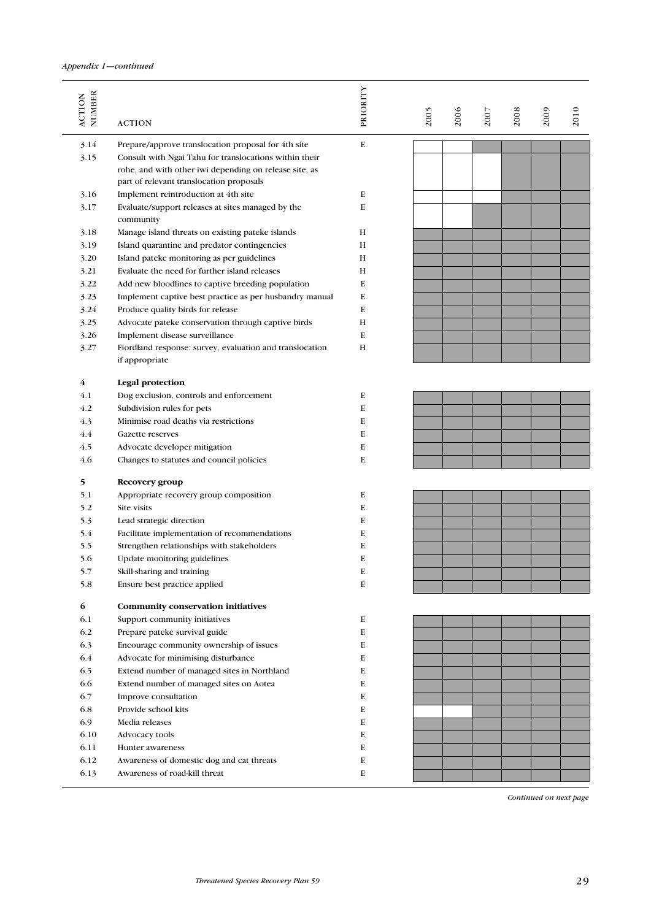*Appendix 1—continued*

| ACTION NUMBER | ACTION | PRIORITY | 2005 | 2006 | 2007 | 2008 | 2009 | 2010 |
|---|---|---|---|---|---|---|---|---|
| 3.14 | Prepare/approve translocation proposal for 4th site | E | | | ■ | ■ | ■ | ■ |
| 3.15 | Consult with Ngai Tahu for translocations within their rohe, and with other iwi depending on release site, as part of relevant translocation proposals | | | | | ■ | ■ | ■ |
| 3.16 | Implement reintroduction at 4th site | E | | | | ■ | ■ | ■ |
| 3.17 | Evaluate/support releases at sites managed by the community | E | | | ■ | ■ | ■ | ■ |
| 3.18 | Manage island threats on existing pateke islands | H | ■ | ■ | ■ | ■ | ■ | ■ |
| 3.19 | Island quarantine and predator contingencies | H | ■ | ■ | ■ | ■ | ■ | ■ |
| 3.20 | Island pateke monitoring as per guidelines | H | ■ | ■ | ■ | ■ | ■ | ■ |
| 3.21 | Evaluate the need for further island releases | H | ■ | ■ | ■ | ■ | ■ | ■ |
| 3.22 | Add new bloodlines to captive breeding population | E | ■ | ■ | ■ | ■ | ■ | ■ |
| 3.23 | Implement captive best practice as per husbandry manual | E | ■ | ■ | ■ | ■ | ■ | ■ |
| 3.24 | Produce quality birds for release | E | ■ | ■ | ■ | ■ | ■ | ■ |
| 3.25 | Advocate pateke conservation through captive birds | H | ■ | ■ | ■ | ■ | ■ | ■ |
| 3.26 | Implement disease surveillance | E | ■ | ■ | ■ | ■ | ■ | ■ |
| 3.27 | Fiordland response: survey, evaluation and translocation if appropriate | H | ■ | ■ | ■ | ■ | ■ | ■ |
| **4** | **Legal protection** | | | | | | | |
| 4.1 | Dog exclusion, controls and enforcement | E | ■ | ■ | ■ | ■ | ■ | ■ |
| 4.2 | Subdivision rules for pets | E | ■ | ■ | ■ | ■ | ■ | ■ |
| 4.3 | Minimise road deaths via restrictions | E | ■ | ■ | ■ | ■ | ■ | ■ |
| 4.4 | Gazette reserves | E | ■ | ■ | ■ | ■ | ■ | ■ |
| 4.5 | Advocate developer mitigation | E | ■ | ■ | ■ | ■ | ■ | ■ |
| 4.6 | Changes to statutes and council policies | E | ■ | ■ | ■ | ■ | ■ | ■ |
| **5** | **Recovery group** | | | | | | | |
| 5.1 | Appropriate recovery group composition | E | ■ | ■ | ■ | ■ | ■ | ■ |
| 5.2 | Site visits | E | ■ | ■ | ■ | ■ | ■ | ■ |
| 5.3 | Lead strategic direction | E | ■ | ■ | ■ | ■ | ■ | ■ |
| 5.4 | Facilitate implementation of recommendations | E | ■ | ■ | ■ | ■ | ■ | ■ |
| 5.5 | Strengthen relationships with stakeholders | E | ■ | ■ | ■ | ■ | ■ | ■ |
| 5.6 | Update monitoring guidelines | E | ■ | ■ | ■ | ■ | ■ | ■ |
| 5.7 | Skill-sharing and training | E | ■ | ■ | ■ | ■ | ■ | ■ |
| 5.8 | Ensure best practice applied | E | ■ | ■ | ■ | ■ | ■ | ■ |
| **6** | **Community conservation initiatives** | | | | | | | |
| 6.1 | Support community initiatives | E | ■ | ■ | ■ | ■ | ■ | ■ |
| 6.2 | Prepare pateke survival guide | E | ■ | ■ | ■ | ■ | ■ | ■ |
| 6.3 | Encourage community ownership of issues | E | ■ | ■ | ■ | ■ | ■ | ■ |
| 6.4 | Advocate for minimising disturbance | E | ■ | ■ | ■ | ■ | ■ | ■ |
| 6.5 | Extend number of managed sites in Northland | E | ■ | ■ | ■ | ■ | ■ | ■ |
| 6.6 | Extend number of managed sites on Aotea | E | ■ | ■ | ■ | ■ | ■ | ■ |
| 6.7 | Improve consultation | E | ■ | ■ | ■ | ■ | ■ | ■ |
| 6.8 | Provide school kits | E | | | ■ | ■ | ■ | ■ |
| 6.9 | Media releases | E | ■ | ■ | ■ | ■ | ■ | ■ |
| 6.10 | Advocacy tools | E | ■ | ■ | ■ | ■ | ■ | ■ |
| 6.11 | Hunter awareness | E | ■ | ■ | ■ | ■ | ■ | ■ |
| 6.12 | Awareness of domestic dog and cat threats | E | ■ | ■ | ■ | ■ | ■ | ■ |
| 6.13 | Awareness of road-kill threat | E | ■ | ■ | ■ | ■ | ■ | ■ |

*Continued on next page*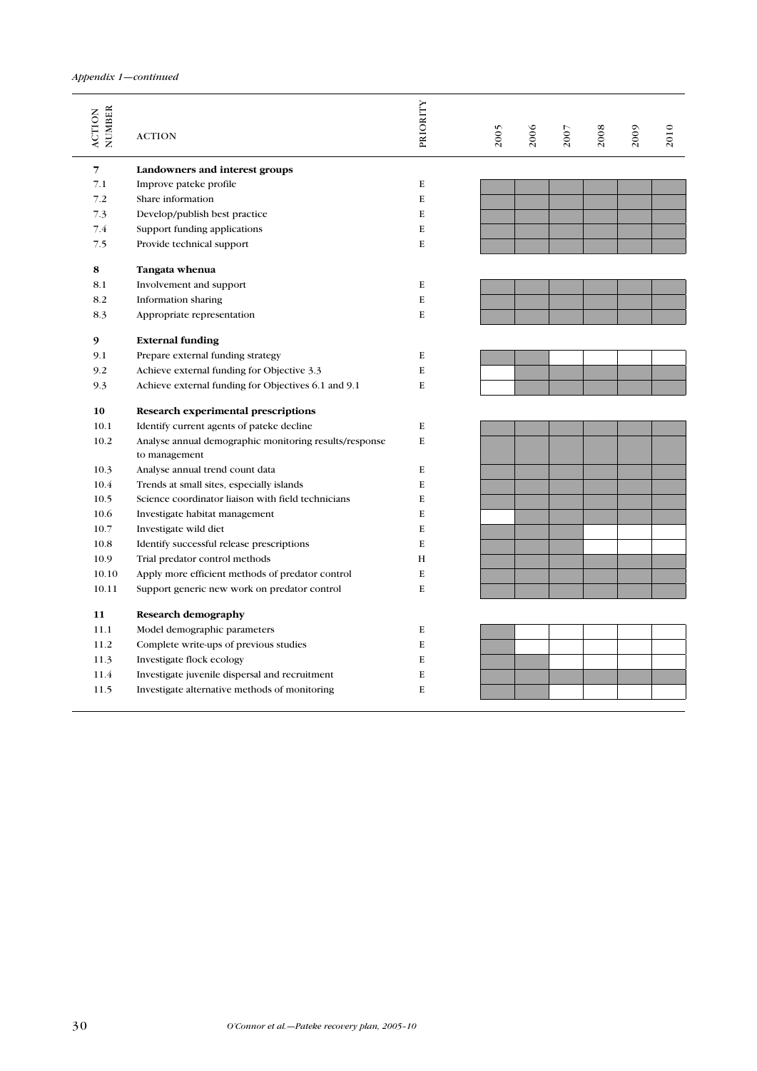*Appendix 1—continued*

| ACTION NUMBER | ACTION | PRIORITY | 2005 | 2006 | 2007 | 2008 | 2009 | 2010 |
|---|---|---|---|---|---|---|---|---|
| **7** | **Landowners and interest groups** | | | | | | | |
| 7.1 | Improve pateke profile | E | ■ | ■ | ■ | ■ | ■ | ■ |
| 7.2 | Share information | E | ■ | ■ | ■ | ■ | ■ | ■ |
| 7.3 | Develop/publish best practice | E | ■ | ■ | ■ | ■ | ■ | ■ |
| 7.4 | Support funding applications | E | ■ | ■ | ■ | ■ | ■ | ■ |
| 7.5 | Provide technical support | E | ■ | ■ | ■ | ■ | ■ | ■ |
| **8** | **Tangata whenua** | | | | | | | |
| 8.1 | Involvement and support | E | ■ | ■ | ■ | ■ | ■ | ■ |
| 8.2 | Information sharing | E | ■ | ■ | ■ | ■ | ■ | ■ |
| 8.3 | Appropriate representation | E | ■ | ■ | ■ | ■ | ■ | ■ |
| **9** | **External funding** | | | | | | | |
| 9.1 | Prepare external funding strategy | E | ■ | ■ | | | | |
| 9.2 | Achieve external funding for Objective 3.3 | E | | ■ | ■ | ■ | ■ | ■ |
| 9.3 | Achieve external funding for Objectives 6.1 and 9.1 | E | | ■ | ■ | ■ | ■ | ■ |
| **10** | **Research experimental prescriptions** | | | | | | | |
| 10.1 | Identify current agents of pateke decline | E | ■ | ■ | ■ | ■ | ■ | ■ |
| 10.2 | Analyse annual demographic monitoring results/response to management | E | ■ | ■ | ■ | ■ | ■ | ■ |
| 10.3 | Analyse annual trend count data | E | ■ | ■ | ■ | ■ | ■ | ■ |
| 10.4 | Trends at small sites, especially islands | E | ■ | ■ | ■ | ■ | ■ | ■ |
| 10.5 | Science coordinator liaison with field technicians | E | ■ | ■ | ■ | ■ | ■ | ■ |
| 10.6 | Investigate habitat management | E | | ■ | ■ | ■ | ■ | ■ |
| 10.7 | Investigate wild diet | E | ■ | ■ | ■ | | | |
| 10.8 | Identify successful release prescriptions | E | ■ | ■ | ■ | | | |
| 10.9 | Trial predator control methods | H | ■ | ■ | ■ | ■ | ■ | ■ |
| 10.10 | Apply more efficient methods of predator control | E | ■ | ■ | ■ | ■ | ■ | ■ |
| 10.11 | Support generic new work on predator control | E | ■ | ■ | ■ | ■ | ■ | ■ |
| **11** | **Research demography** | | | | | | | |
| 11.1 | Model demographic parameters | E | ■ | | | | | |
| 11.2 | Complete write-ups of previous studies | E | ■ | | | | | |
| 11.3 | Investigate flock ecology | E | ■ | ■ | | | | |
| 11.4 | Investigate juvenile dispersal and recruitment | E | ■ | ■ | ■ | ■ | ■ | ■ |
| 11.5 | Investigate alternative methods of monitoring | E | ■ | ■ | | | | |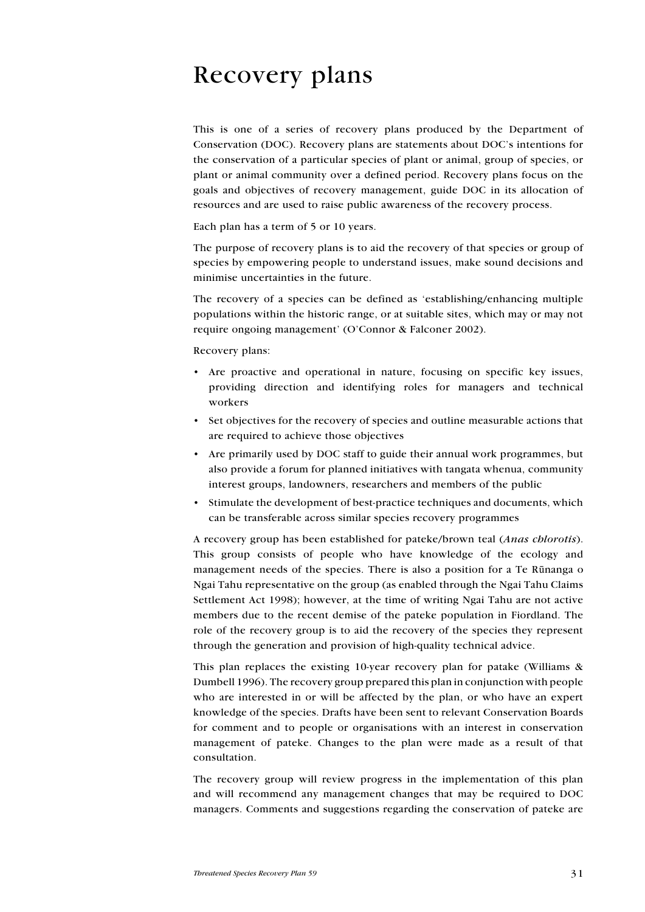# Recovery plans

This is one of a series of recovery plans produced by the Department of Conservation (DOC). Recovery plans are statements about DOC's intentions for the conservation of a particular species of plant or animal, group of species, or plant or animal community over a defined period. Recovery plans focus on the goals and objectives of recovery management, guide DOC in its allocation of resources and are used to raise public awareness of the recovery process.

Each plan has a term of 5 or 10 years.

The purpose of recovery plans is to aid the recovery of that species or group of species by empowering people to understand issues, make sound decisions and minimise uncertainties in the future.

The recovery of a species can be defined as 'establishing/enhancing multiple populations within the historic range, or at suitable sites, which may or may not require ongoing management' (O'Connor & Falconer 2002).

Recovery plans:

- Are proactive and operational in nature, focusing on specific key issues, providing direction and identifying roles for managers and technical workers
- Set objectives for the recovery of species and outline measurable actions that are required to achieve those objectives
- Are primarily used by DOC staff to guide their annual work programmes, but also provide a forum for planned initiatives with tangata whenua, community interest groups, landowners, researchers and members of the public
- Stimulate the development of best-practice techniques and documents, which can be transferable across similar species recovery programmes

A recovery group has been established for pateke/brown teal (*Anas chlorotis*). This group consists of people who have knowledge of the ecology and management needs of the species. There is also a position for a Te Rūnanga o Ngai Tahu representative on the group (as enabled through the Ngai Tahu Claims Settlement Act 1998); however, at the time of writing Ngai Tahu are not active members due to the recent demise of the pateke population in Fiordland. The role of the recovery group is to aid the recovery of the species they represent through the generation and provision of high-quality technical advice.

This plan replaces the existing 10-year recovery plan for patake (Williams & Dumbell 1996). The recovery group prepared this plan in conjunction with people who are interested in or will be affected by the plan, or who have an expert knowledge of the species. Drafts have been sent to relevant Conservation Boards for comment and to people or organisations with an interest in conservation management of pateke. Changes to the plan were made as a result of that consultation.

The recovery group will review progress in the implementation of this plan and will recommend any management changes that may be required to DOC managers. Comments and suggestions regarding the conservation of pateke are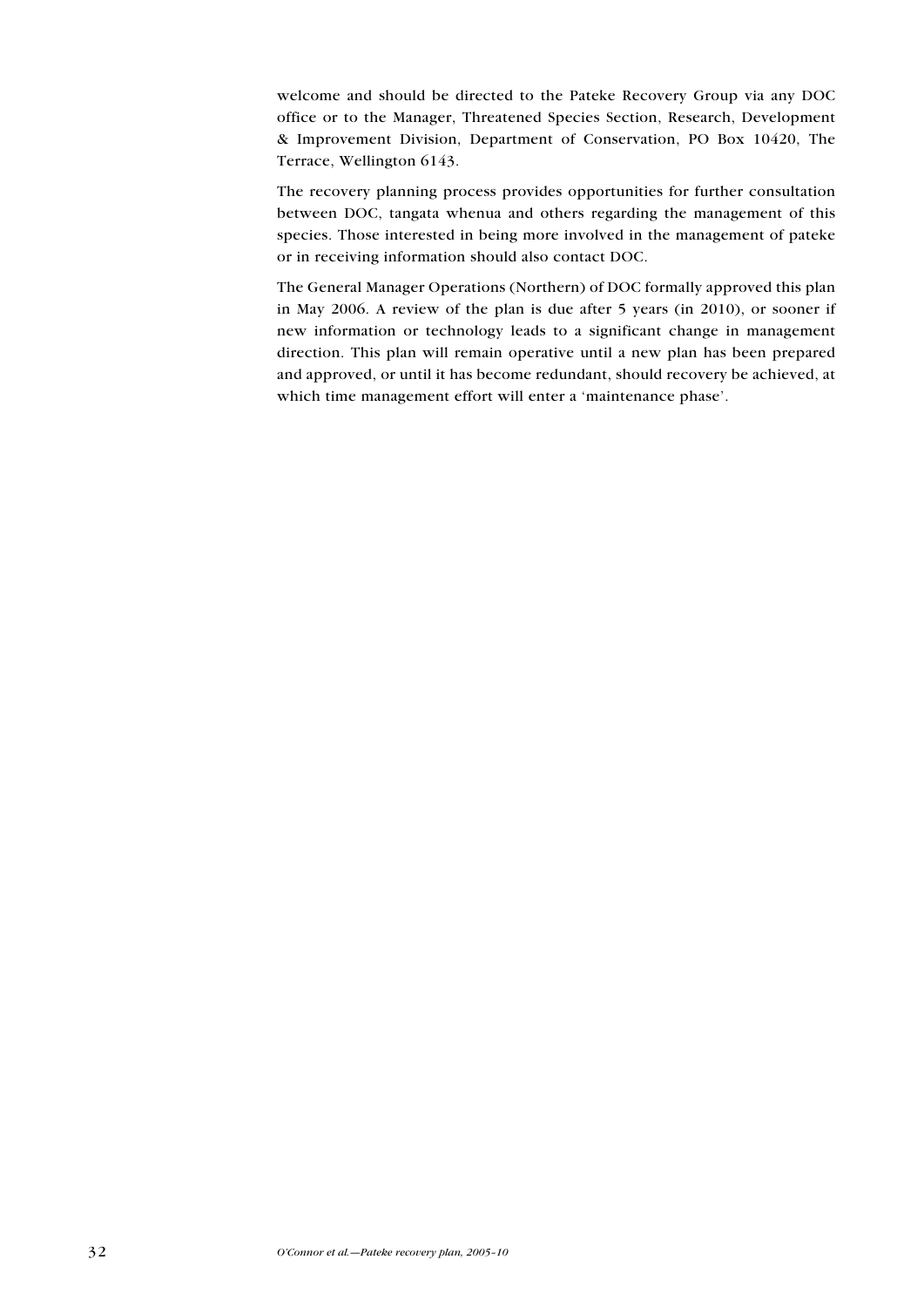welcome and should be directed to the Pateke Recovery Group via any DOC office or to the Manager, Threatened Species Section, Research, Development & Improvement Division, Department of Conservation, PO Box 10420, The Terrace, Wellington 6143.

The recovery planning process provides opportunities for further consultation between DOC, tangata whenua and others regarding the management of this species. Those interested in being more involved in the management of pateke or in receiving information should also contact DOC.

The General Manager Operations (Northern) of DOC formally approved this plan in May 2006. A review of the plan is due after 5 years (in 2010), or sooner if new information or technology leads to a significant change in management direction. This plan will remain operative until a new plan has been prepared and approved, or until it has become redundant, should recovery be achieved, at which time management effort will enter a 'maintenance phase'.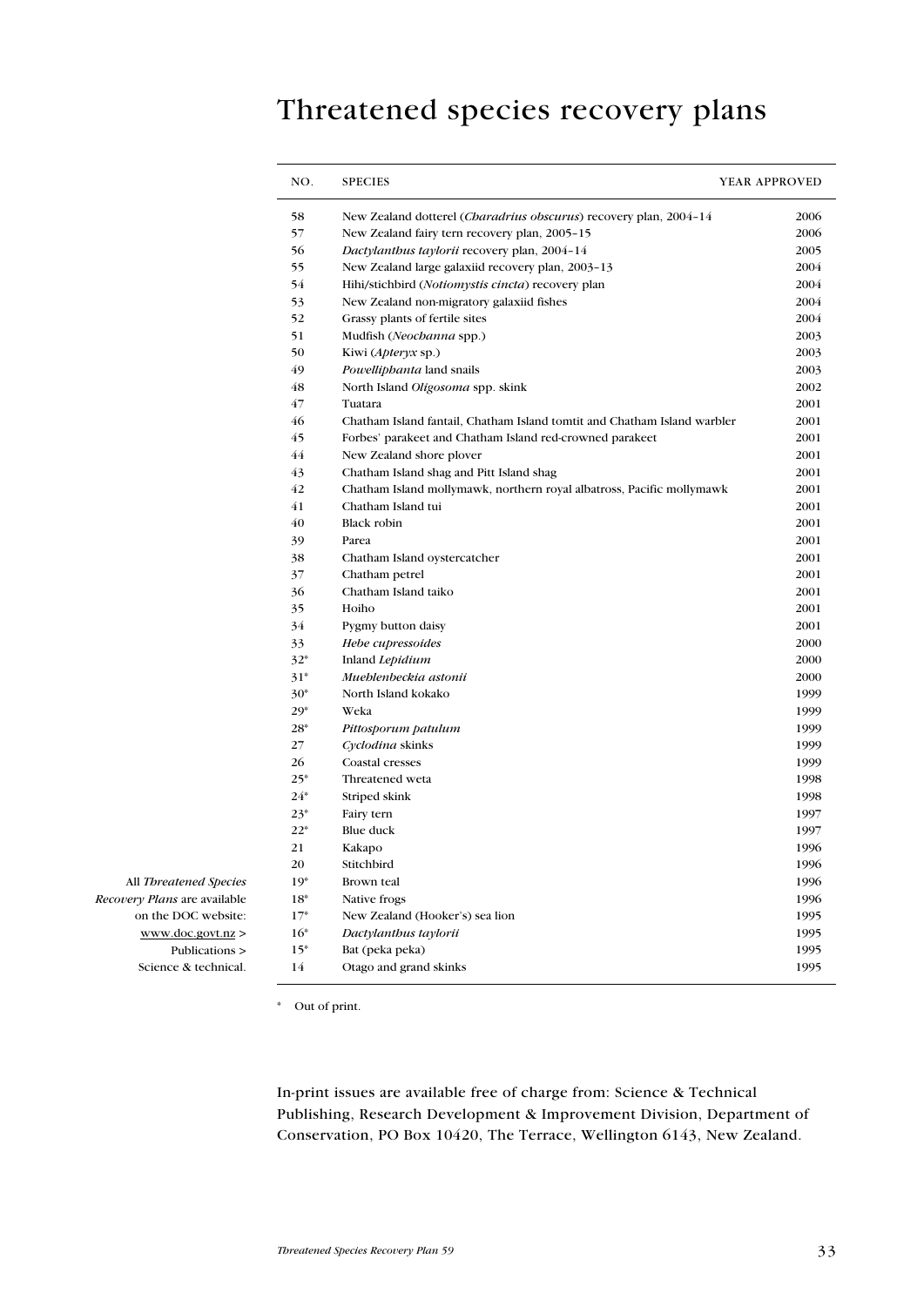# Threatened species recovery plans

| NO. | SPECIES | YEAR APPROVED |
|---|---|---|
| 58 | New Zealand dotterel (*Charadrius obscurus*) recovery plan, 2004–14 | 2006 |
| 57 | New Zealand fairy tern recovery plan, 2005–15 | 2006 |
| 56 | *Dactylanthus taylorii* recovery plan, 2004–14 | 2005 |
| 55 | New Zealand large galaxiid recovery plan, 2003–13 | 2004 |
| 54 | Hihi/stichbird (*Notiomystis cincta*) recovery plan | 2004 |
| 53 | New Zealand non-migratory galaxiid fishes | 2004 |
| 52 | Grassy plants of fertile sites | 2004 |
| 51 | Mudfish (*Neochanna* spp.) | 2003 |
| 50 | Kiwi (*Apteryx* sp.) | 2003 |
| 49 | *Powelliphanta* land snails | 2003 |
| 48 | North Island *Oligosoma* spp. skink | 2002 |
| 47 | Tuatara | 2001 |
| 46 | Chatham Island fantail, Chatham Island tomtit and Chatham Island warbler | 2001 |
| 45 | Forbes' parakeet and Chatham Island red-crowned parakeet | 2001 |
| 44 | New Zealand shore plover | 2001 |
| 43 | Chatham Island shag and Pitt Island shag | 2001 |
| 42 | Chatham Island mollymawk, northern royal albatross, Pacific mollymawk | 2001 |
| 41 | Chatham Island tui | 2001 |
| 40 | Black robin | 2001 |
| 39 | Parea | 2001 |
| 38 | Chatham Island oystercatcher | 2001 |
| 37 | Chatham petrel | 2001 |
| 36 | Chatham Island taiko | 2001 |
| 35 | Hoiho | 2001 |
| 34 | Pygmy button daisy | 2001 |
| 33 | *Hebe cupressoides* | 2000 |
| 32* | Inland *Lepidium* | 2000 |
| 31* | *Muehlenbeckia astonii* | 2000 |
| 30* | North Island kokako | 1999 |
| 29* | Weka | 1999 |
| 28* | *Pittosporum patulum* | 1999 |
| 27 | *Cyclodina* skinks | 1999 |
| 26 | Coastal cresses | 1999 |
| 25* | Threatened weta | 1998 |
| 24* | Striped skink | 1998 |
| 23* | Fairy tern | 1997 |
| 22* | Blue duck | 1997 |
| 21 | Kakapo | 1996 |
| 20 | Stitchbird | 1996 |
| 19* | Brown teal | 1996 |
| 18* | Native frogs | 1996 |
| 17* | New Zealand (Hooker's) sea lion | 1995 |
| 16* | *Dactylanthus taylorii* | 1995 |
| 15* | Bat (peka peka) | 1995 |
| 14 | Otago and grand skinks | 1995 |

\* Out of print.

All *Threatened Species Recovery Plans* are available on the DOC website: www.doc.govt.nz > Publications > Science & technical.

In-print issues are available free of charge from: Science & Technical Publishing, Research Development & Improvement Division, Department of Conservation, PO Box 10420, The Terrace, Wellington 6143, New Zealand.